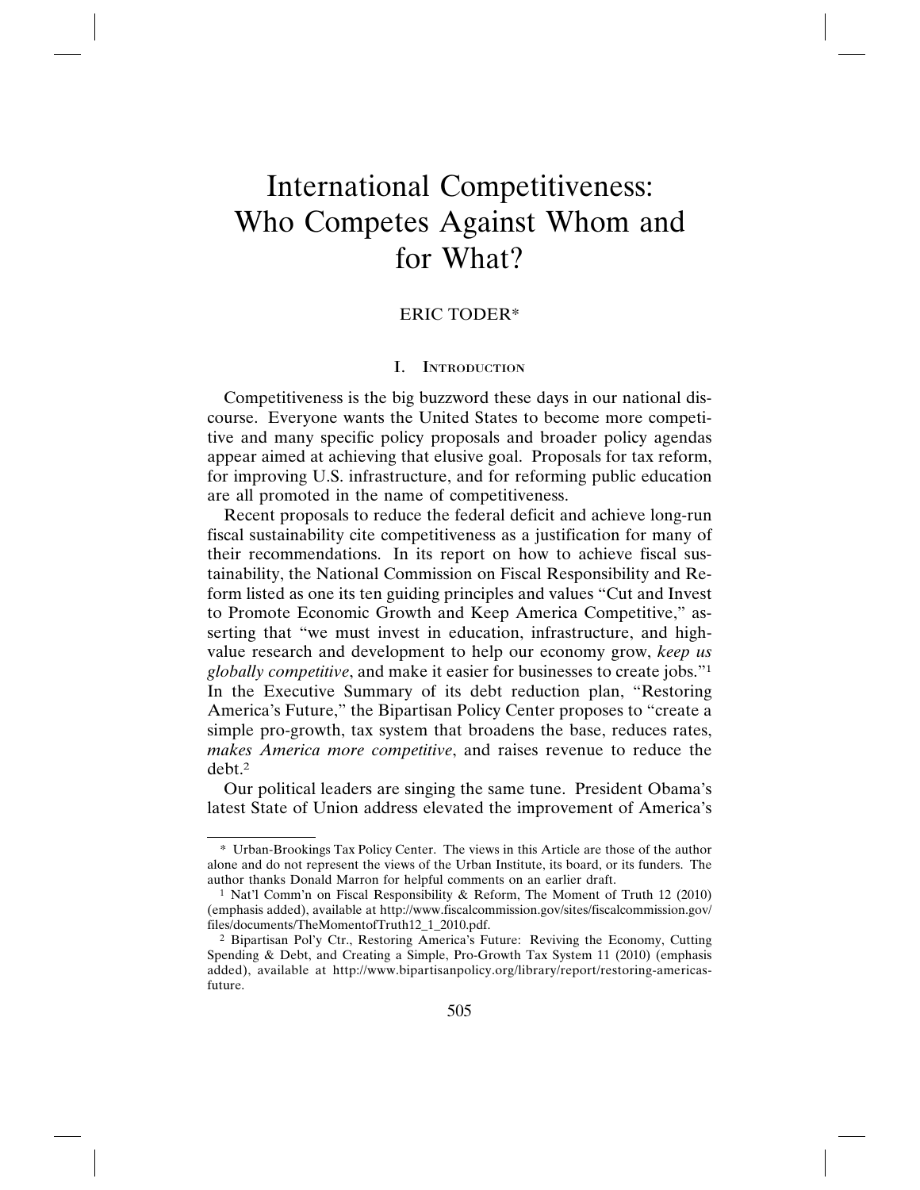# International Competitiveness: Who Competes Against Whom and for What?

ERIC TODER*

## I. Introduction

Competitiveness is the big buzzword these days in our national discourse. Everyone wants the United States to become more competitive and many specific policy proposals and broader policy agendas appear aimed at achieving that elusive goal. Proposals for tax reform, for improving U.S. infrastructure, and for reforming public education are all promoted in the name of competitiveness.

Recent proposals to reduce the federal deficit and achieve long-run fiscal sustainability cite competitiveness as a justification for many of their recommendations. In its report on how to achieve fiscal sustainability, the National Commission on Fiscal Responsibility and Reform listed as one its ten guiding principles and values "Cut and Invest to Promote Economic Growth and Keep America Competitive," asserting that "we must invest in education, infrastructure, and high-value research and development to help our economy grow, *keep us globally competitive*, and make it easier for businesses to create jobs."[1] In the Executive Summary of its debt reduction plan, "Restoring America's Future," the Bipartisan Policy Center proposes to "create a simple pro-growth, tax system that broadens the base, reduces rates, *makes America more competitive*, and raises revenue to reduce the debt.[2]

Our political leaders are singing the same tune. President Obama's latest State of Union address elevated the improvement of America's

---

\* Urban-Brookings Tax Policy Center. The views in this Article are those of the author alone and do not represent the views of the Urban Institute, its board, or its funders. The author thanks Donald Marron for helpful comments on an earlier draft.

[1] Nat'l Comm'n on Fiscal Responsibility & Reform, The Moment of Truth 12 (2010) (emphasis added), available at http://www.fiscalcommission.gov/sites/fiscalcommission.gov/files/documents/TheMomentofTruth12_1_2010.pdf.

[2] Bipartisan Pol'y Ctr., Restoring America's Future: Reviving the Economy, Cutting Spending & Debt, and Creating a Simple, Pro-Growth Tax System 11 (2010) (emphasis added), available at http://www.bipartisanpolicy.org/library/report/restoring-americas-future.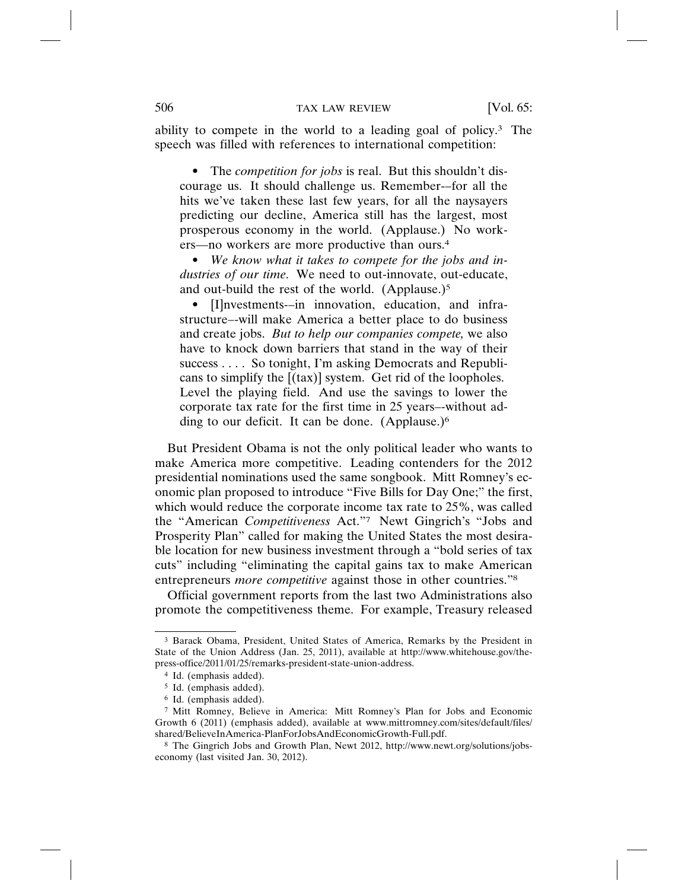ability to compete in the world to a leading goal of policy.[3] The speech was filled with references to international competition:

> • The *competition for jobs* is real. But this shouldn't discourage us. It should challenge us. Remember-–for all the hits we've taken these last few years, for all the naysayers predicting our decline, America still has the largest, most prosperous economy in the world. (Applause.) No workers—no workers are more productive than ours.[4]
>
> • *We know what it takes to compete for the jobs and industries of our time*. We need to out-innovate, out-educate, and out-build the rest of the world. (Applause.)[5]
>
> • [I]nvestments-–in innovation, education, and infrastructure–-will make America a better place to do business and create jobs. *But to help our companies compete,* we also have to knock down barriers that stand in the way of their success . . . . So tonight, I'm asking Democrats and Republicans to simplify the [(tax)] system. Get rid of the loopholes. Level the playing field. And use the savings to lower the corporate tax rate for the first time in 25 years–-without adding to our deficit. It can be done. (Applause.)[6]

But President Obama is not the only political leader who wants to make America more competitive. Leading contenders for the 2012 presidential nominations used the same songbook. Mitt Romney's economic plan proposed to introduce "Five Bills for Day One;" the first, which would reduce the corporate income tax rate to 25%, was called the "American *Competitiveness* Act."[7] Newt Gingrich's "Jobs and Prosperity Plan" called for making the United States the most desirable location for new business investment through a "bold series of tax cuts" including "eliminating the capital gains tax to make American entrepreneurs *more competitive* against those in other countries."[8]

Official government reports from the last two Administrations also promote the competitiveness theme. For example, Treasury released

---

[3] Barack Obama, President, United States of America, Remarks by the President in State of the Union Address (Jan. 25, 2011), available at http://www.whitehouse.gov/the-press-office/2011/01/25/remarks-president-state-union-address.

[4] Id. (emphasis added).

[5] Id. (emphasis added).

[6] Id. (emphasis added).

[7] Mitt Romney, Believe in America: Mitt Romney's Plan for Jobs and Economic Growth 6 (2011) (emphasis added), available at www.mittromney.com/sites/default/files/shared/BelieveInAmerica-PlanForJobsAndEconomicGrowth-Full.pdf.

[8] The Gingrich Jobs and Growth Plan, Newt 2012, http://www.newt.org/solutions/jobs-economy (last visited Jan. 30, 2012).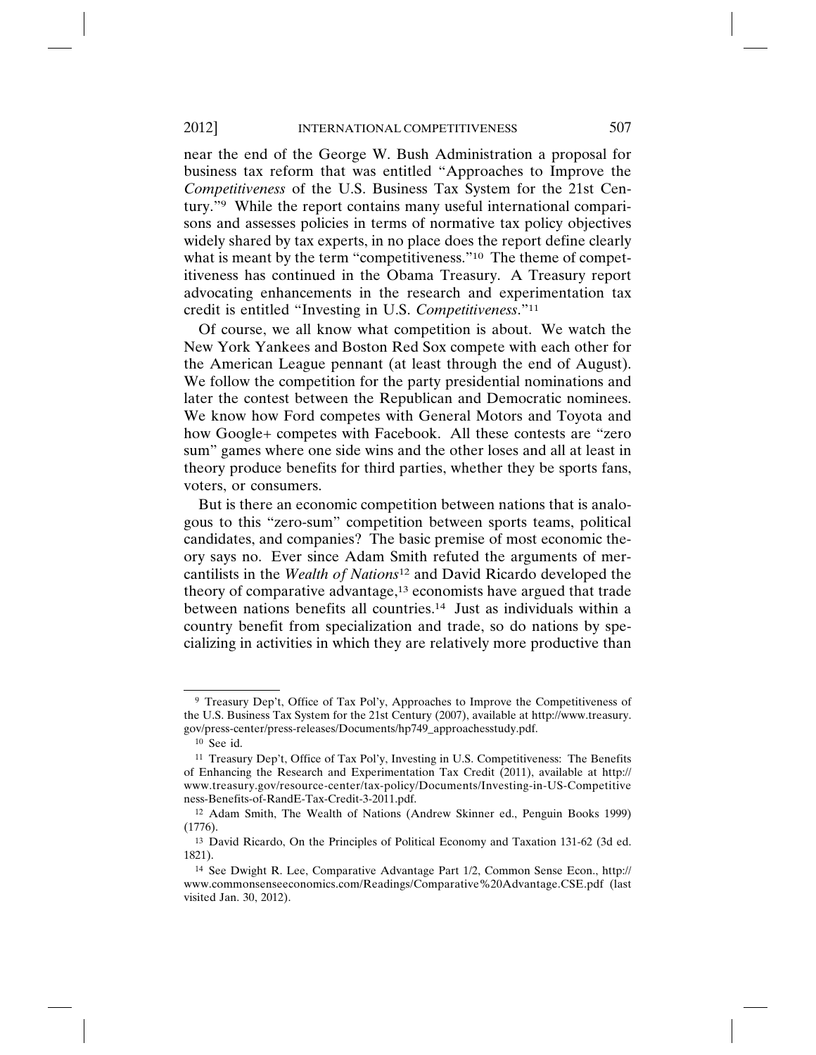near the end of the George W. Bush Administration a proposal for business tax reform that was entitled "Approaches to Improve the *Competitiveness* of the U.S. Business Tax System for the 21st Century."[9] While the report contains many useful international comparisons and assesses policies in terms of normative tax policy objectives widely shared by tax experts, in no place does the report define clearly what is meant by the term "competitiveness."[10] The theme of competitiveness has continued in the Obama Treasury. A Treasury report advocating enhancements in the research and experimentation tax credit is entitled "Investing in U.S. *Competitiveness*."[11]

Of course, we all know what competition is about. We watch the New York Yankees and Boston Red Sox compete with each other for the American League pennant (at least through the end of August). We follow the competition for the party presidential nominations and later the contest between the Republican and Democratic nominees. We know how Ford competes with General Motors and Toyota and how Google+ competes with Facebook. All these contests are "zero sum" games where one side wins and the other loses and all at least in theory produce benefits for third parties, whether they be sports fans, voters, or consumers.

But is there an economic competition between nations that is analogous to this "zero-sum" competition between sports teams, political candidates, and companies? The basic premise of most economic theory says no. Ever since Adam Smith refuted the arguments of mercantilists in the *Wealth of Nations*[12] and David Ricardo developed the theory of comparative advantage,[13] economists have argued that trade between nations benefits all countries.[14] Just as individuals within a country benefit from specialization and trade, so do nations by specializing in activities in which they are relatively more productive than

---

[9] Treasury Dep't, Office of Tax Pol'y, Approaches to Improve the Competitiveness of the U.S. Business Tax System for the 21st Century (2007), available at http://www.treasury.gov/press-center/press-releases/Documents/hp749_approachesstudy.pdf.

[10] See id.

[11] Treasury Dep't, Office of Tax Pol'y, Investing in U.S. Competitiveness: The Benefits of Enhancing the Research and Experimentation Tax Credit (2011), available at http://www.treasury.gov/resource-center/tax-policy/Documents/Investing-in-US-Competitiveness-Benefits-of-RandE-Tax-Credit-3-2011.pdf.

[12] Adam Smith, The Wealth of Nations (Andrew Skinner ed., Penguin Books 1999) (1776).

[13] David Ricardo, On the Principles of Political Economy and Taxation 131-62 (3d ed. 1821).

[14] See Dwight R. Lee, Comparative Advantage Part 1/2, Common Sense Econ., http://www.commonsenseeconomics.com/Readings/Comparative%20Advantage.CSE.pdf (last visited Jan. 30, 2012).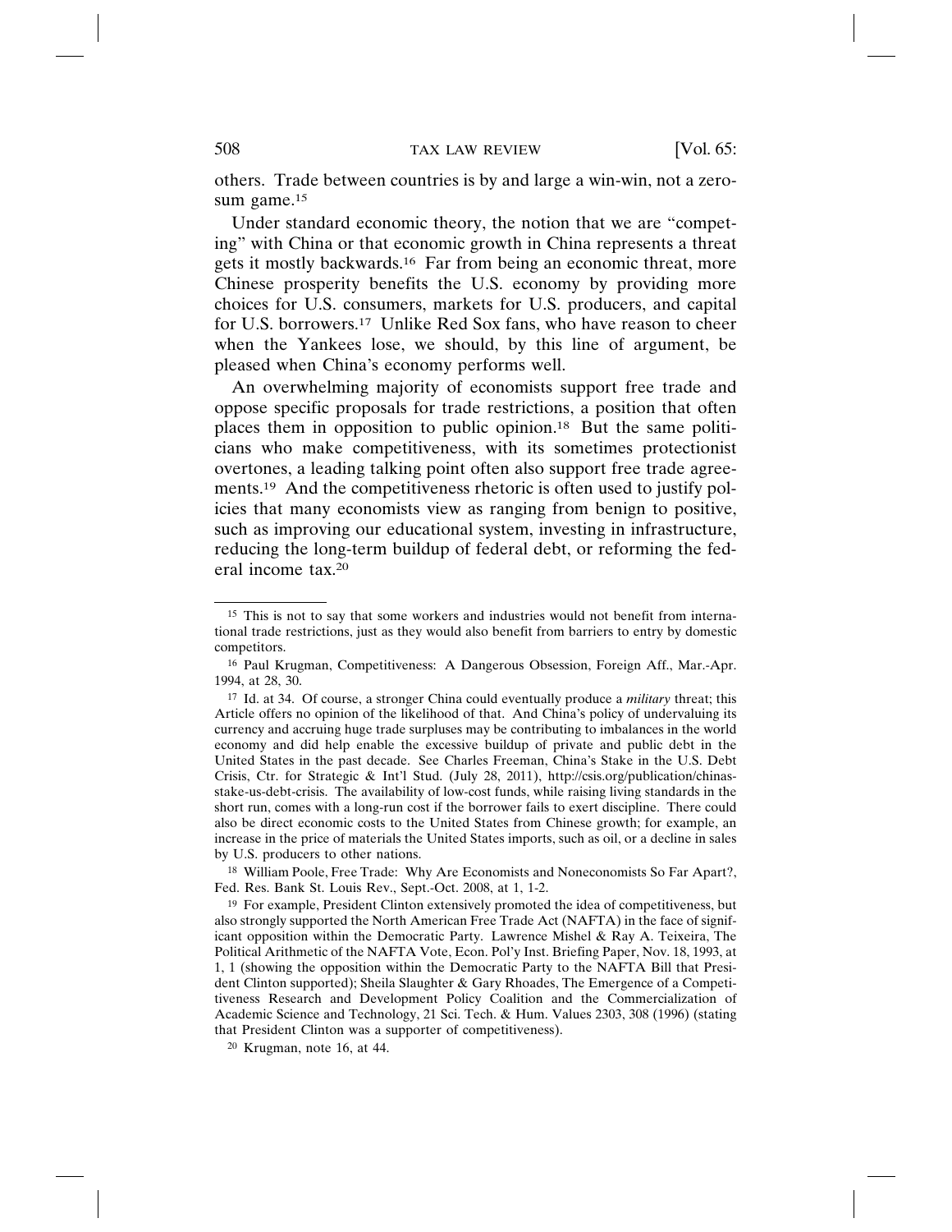others. Trade between countries is by and large a win-win, not a zero-sum game.[15]

Under standard economic theory, the notion that we are "competing" with China or that economic growth in China represents a threat gets it mostly backwards.[16] Far from being an economic threat, more Chinese prosperity benefits the U.S. economy by providing more choices for U.S. consumers, markets for U.S. producers, and capital for U.S. borrowers.[17] Unlike Red Sox fans, who have reason to cheer when the Yankees lose, we should, by this line of argument, be pleased when China's economy performs well.

An overwhelming majority of economists support free trade and oppose specific proposals for trade restrictions, a position that often places them in opposition to public opinion.[18] But the same politicians who make competitiveness, with its sometimes protectionist overtones, a leading talking point often also support free trade agreements.[19] And the competitiveness rhetoric is often used to justify policies that many economists view as ranging from benign to positive, such as improving our educational system, investing in infrastructure, reducing the long-term buildup of federal debt, or reforming the federal income tax.[20]

---

[15] This is not to say that some workers and industries would not benefit from international trade restrictions, just as they would also benefit from barriers to entry by domestic competitors.

[16] Paul Krugman, Competitiveness: A Dangerous Obsession, Foreign Aff., Mar.-Apr. 1994, at 28, 30.

[17] Id. at 34. Of course, a stronger China could eventually produce a *military* threat; this Article offers no opinion of the likelihood of that. And China's policy of undervaluing its currency and accruing huge trade surpluses may be contributing to imbalances in the world economy and did help enable the excessive buildup of private and public debt in the United States in the past decade. See Charles Freeman, China's Stake in the U.S. Debt Crisis, Ctr. for Strategic & Int'l Stud. (July 28, 2011), http://csis.org/publication/chinas-stake-us-debt-crisis. The availability of low-cost funds, while raising living standards in the short run, comes with a long-run cost if the borrower fails to exert discipline. There could also be direct economic costs to the United States from Chinese growth; for example, an increase in the price of materials the United States imports, such as oil, or a decline in sales by U.S. producers to other nations.

[18] William Poole, Free Trade: Why Are Economists and Noneconomists So Far Apart?, Fed. Res. Bank St. Louis Rev., Sept.-Oct. 2008, at 1, 1-2.

[19] For example, President Clinton extensively promoted the idea of competitiveness, but also strongly supported the North American Free Trade Act (NAFTA) in the face of significant opposition within the Democratic Party. Lawrence Mishel & Ray A. Teixeira, The Political Arithmetic of the NAFTA Vote, Econ. Pol'y Inst. Briefing Paper, Nov. 18, 1993, at 1, 1 (showing the opposition within the Democratic Party to the NAFTA Bill that President Clinton supported); Sheila Slaughter & Gary Rhoades, The Emergence of a Competitiveness Research and Development Policy Coalition and the Commercialization of Academic Science and Technology, 21 Sci. Tech. & Hum. Values 2303, 308 (1996) (stating that President Clinton was a supporter of competitiveness).

[20] Krugman, note 16, at 44.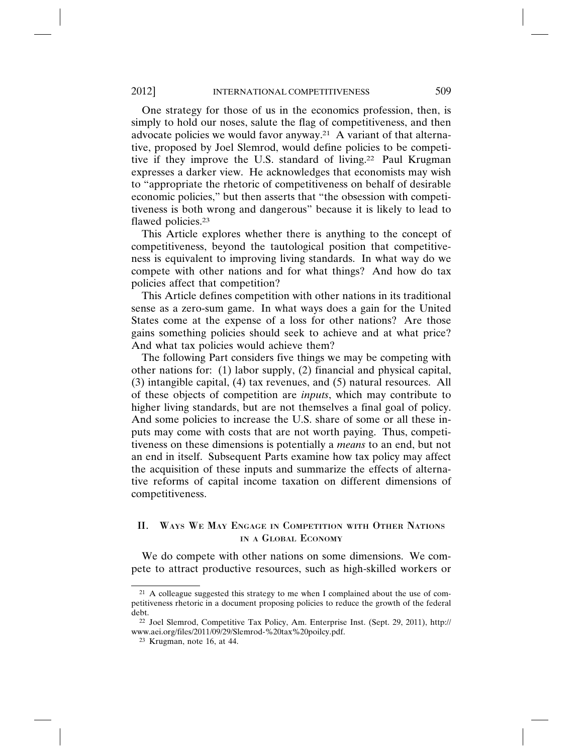One strategy for those of us in the economics profession, then, is simply to hold our noses, salute the flag of competitiveness, and then advocate policies we would favor anyway.[21] A variant of that alternative, proposed by Joel Slemrod, would define policies to be competitive if they improve the U.S. standard of living.[22] Paul Krugman expresses a darker view. He acknowledges that economists may wish to "appropriate the rhetoric of competitiveness on behalf of desirable economic policies," but then asserts that "the obsession with competitiveness is both wrong and dangerous" because it is likely to lead to flawed policies.[23]

This Article explores whether there is anything to the concept of competitiveness, beyond the tautological position that competitiveness is equivalent to improving living standards. In what way do we compete with other nations and for what things? And how do tax policies affect that competition?

This Article defines competition with other nations in its traditional sense as a zero-sum game. In what ways does a gain for the United States come at the expense of a loss for other nations? Are those gains something policies should seek to achieve and at what price? And what tax policies would achieve them?

The following Part considers five things we may be competing with other nations for: (1) labor supply, (2) financial and physical capital, (3) intangible capital, (4) tax revenues, and (5) natural resources. All of these objects of competition are *inputs*, which may contribute to higher living standards, but are not themselves a final goal of policy. And some policies to increase the U.S. share of some or all these inputs may come with costs that are not worth paying. Thus, competitiveness on these dimensions is potentially a *means* to an end, but not an end in itself. Subsequent Parts examine how tax policy may affect the acquisition of these inputs and summarize the effects of alternative reforms of capital income taxation on different dimensions of competitiveness.

## II. Ways We May Engage in Competition with Other Nations in a Global Economy

We do compete with other nations on some dimensions. We compete to attract productive resources, such as high-skilled workers or

---

[21] A colleague suggested this strategy to me when I complained about the use of competitiveness rhetoric in a document proposing policies to reduce the growth of the federal debt.

[22] Joel Slemrod, Competitive Tax Policy, Am. Enterprise Inst. (Sept. 29, 2011), http://www.aei.org/files/2011/09/29/Slemrod-%20tax%20poilcy.pdf.

[23] Krugman, note 16, at 44.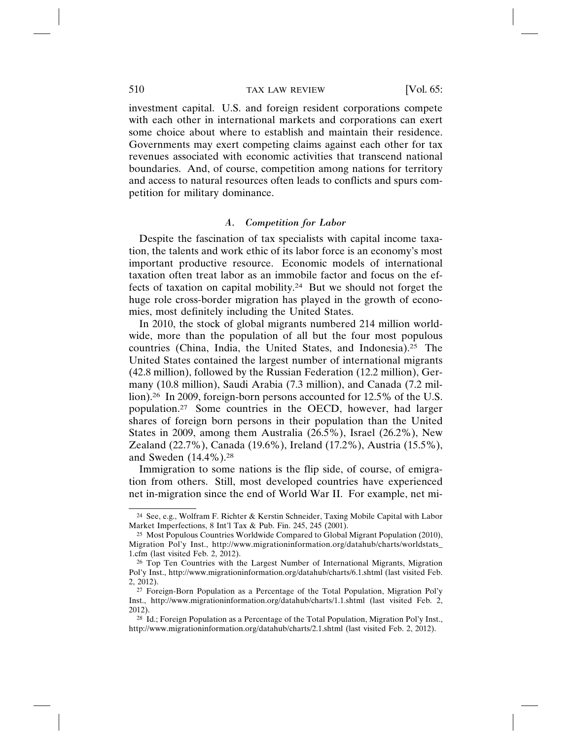investment capital. U.S. and foreign resident corporations compete with each other in international markets and corporations can exert some choice about where to establish and maintain their residence. Governments may exert competing claims against each other for tax revenues associated with economic activities that transcend national boundaries. And, of course, competition among nations for territory and access to natural resources often leads to conflicts and spurs competition for military dominance.

### *A. Competition for Labor*

Despite the fascination of tax specialists with capital income taxation, the talents and work ethic of its labor force is an economy's most important productive resource. Economic models of international taxation often treat labor as an immobile factor and focus on the effects of taxation on capital mobility.[24] But we should not forget the huge role cross-border migration has played in the growth of economies, most definitely including the United States.

In 2010, the stock of global migrants numbered 214 million worldwide, more than the population of all but the four most populous countries (China, India, the United States, and Indonesia).[25] The United States contained the largest number of international migrants (42.8 million), followed by the Russian Federation (12.2 million), Germany (10.8 million), Saudi Arabia (7.3 million), and Canada (7.2 million).[26] In 2009, foreign-born persons accounted for 12.5% of the U.S. population.[27] Some countries in the OECD, however, had larger shares of foreign born persons in their population than the United States in 2009, among them Australia (26.5%), Israel (26.2%), New Zealand (22.7%), Canada (19.6%), Ireland (17.2%), Austria (15.5%), and Sweden (14.4%).[28]

Immigration to some nations is the flip side, of course, of emigration from others. Still, most developed countries have experienced net in-migration since the end of World War II. For example, net mi-

---

[24] See, e.g., Wolfram F. Richter & Kerstin Schneider, Taxing Mobile Capital with Labor Market Imperfections, 8 Int'l Tax & Pub. Fin. 245, 245 (2001).

[25] Most Populous Countries Worldwide Compared to Global Migrant Population (2010), Migration Pol'y Inst., http://www.migrationinformation.org/datahub/charts/worldstats_1.cfm (last visited Feb. 2, 2012).

[26] Top Ten Countries with the Largest Number of International Migrants, Migration Pol'y Inst., http://www.migrationinformation.org/datahub/charts/6.1.shtml (last visited Feb. 2, 2012).

[27] Foreign-Born Population as a Percentage of the Total Population, Migration Pol'y Inst., http://www.migrationinformation.org/datahub/charts/1.1.shtml (last visited Feb. 2, 2012).

[28] Id.; Foreign Population as a Percentage of the Total Population, Migration Pol'y Inst., http://www.migrationinformation.org/datahub/charts/2.1.shtml (last visited Feb. 2, 2012).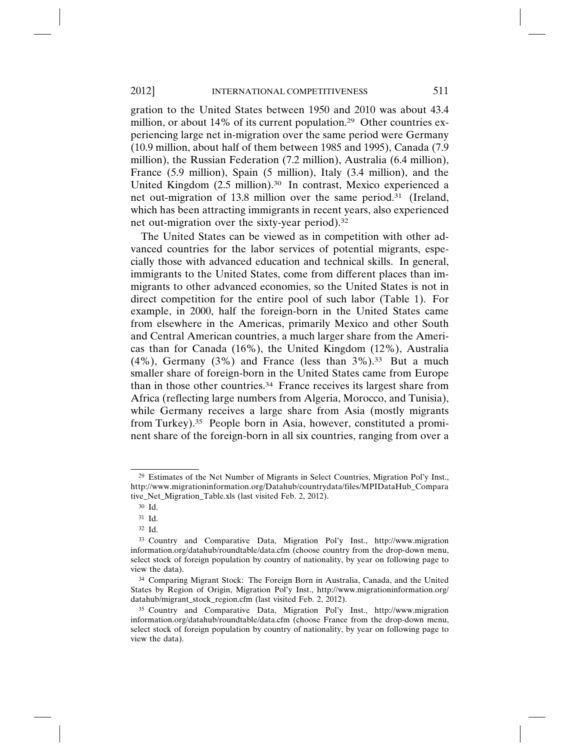gration to the United States between 1950 and 2010 was about 43.4 million, or about 14% of its current population.[29] Other countries experiencing large net in-migration over the same period were Germany (10.9 million, about half of them between 1985 and 1995), Canada (7.9 million), the Russian Federation (7.2 million), Australia (6.4 million), France (5.9 million), Spain (5 million), Italy (3.4 million), and the United Kingdom (2.5 million).[30] In contrast, Mexico experienced a net out-migration of 13.8 million over the same period.[31] (Ireland, which has been attracting immigrants in recent years, also experienced net out-migration over the sixty-year period).[32]

The United States can be viewed as in competition with other advanced countries for the labor services of potential migrants, especially those with advanced education and technical skills. In general, immigrants to the United States, come from different places than immigrants to other advanced economies, so the United States is not in direct competition for the entire pool of such labor (Table 1). For example, in 2000, half the foreign-born in the United States came from elsewhere in the Americas, primarily Mexico and other South and Central American countries, a much larger share from the Americas than for Canada (16%), the United Kingdom (12%), Australia (4%), Germany (3%) and France (less than 3%).[33] But a much smaller share of foreign-born in the United States came from Europe than in those other countries.[34] France receives its largest share from Africa (reflecting large numbers from Algeria, Morocco, and Tunisia), while Germany receives a large share from Asia (mostly migrants from Turkey).[35] People born in Asia, however, constituted a prominent share of the foreign-born in all six countries, ranging from over a

---

[29] Estimates of the Net Number of Migrants in Select Countries, Migration Pol'y Inst., http://www.migrationinformation.org/Datahub/countrydata/files/MPIDataHub_Comparative_Net_Migration_Table.xls (last visited Feb. 2, 2012).

[30] Id.

[31] Id.

[32] Id.

[33] Country and Comparative Data, Migration Pol'y Inst., http://www.migrationinformation.org/datahub/roundtable/data.cfm (choose country from the drop-down menu, select stock of foreign population by country of nationality, by year on following page to view the data).

[34] Comparing Migrant Stock: The Foreign Born in Australia, Canada, and the United States by Region of Origin, Migration Pol'y Inst., http://www.migrationinformation.org/datahub/migrant_stock_region.cfm (last visited Feb. 2, 2012).

[35] Country and Comparative Data, Migration Pol'y Inst., http://www.migrationinformation.org/datahub/roundtable/data.cfm (choose France from the drop-down menu, select stock of foreign population by country of nationality, by year on following page to view the data).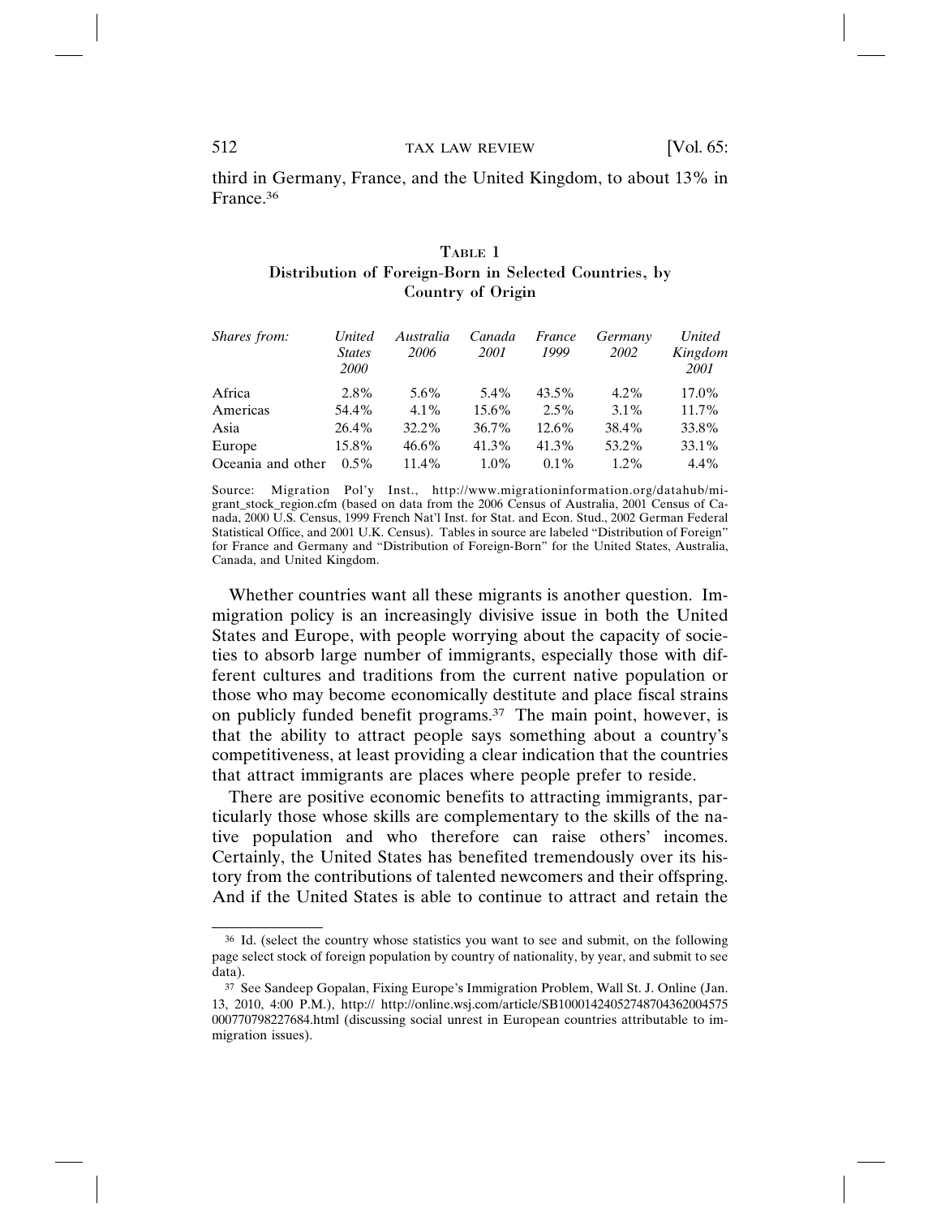third in Germany, France, and the United Kingdom, to about 13% in France.[36]

### Table 1
**Distribution of Foreign-Born in Selected Countries, by Country of Origin**

| *Shares from:* | *United States 2000* | *Australia 2006* | *Canada 2001* | *France 1999* | *Germany 2002* | *United Kingdom 2001* |
|---|---|---|---|---|---|---|
| Africa | 2.8% | 5.6% | 5.4% | 43.5% | 4.2% | 17.0% |
| Americas | 54.4% | 4.1% | 15.6% | 2.5% | 3.1% | 11.7% |
| Asia | 26.4% | 32.2% | 36.7% | 12.6% | 38.4% | 33.8% |
| Europe | 15.8% | 46.6% | 41.3% | 41.3% | 53.2% | 33.1% |
| Oceania and other | 0.5% | 11.4% | 1.0% | 0.1% | 1.2% | 4.4% |

Source: Migration Pol'y Inst., http://www.migrationinformation.org/datahub/migrant_stock_region.cfm (based on data from the 2006 Census of Australia, 2001 Census of Canada, 2000 U.S. Census, 1999 French Nat'l Inst. for Stat. and Econ. Stud., 2002 German Federal Statistical Office, and 2001 U.K. Census). Tables in source are labeled "Distribution of Foreign" for France and Germany and "Distribution of Foreign-Born" for the United States, Australia, Canada, and United Kingdom.

Whether countries want all these migrants is another question. Immigration policy is an increasingly divisive issue in both the United States and Europe, with people worrying about the capacity of societies to absorb large number of immigrants, especially those with different cultures and traditions from the current native population or those who may become economically destitute and place fiscal strains on publicly funded benefit programs.[37] The main point, however, is that the ability to attract people says something about a country's competitiveness, at least providing a clear indication that the countries that attract immigrants are places where people prefer to reside.

There are positive economic benefits to attracting immigrants, particularly those whose skills are complementary to the skills of the native population and who therefore can raise others' incomes. Certainly, the United States has benefited tremendously over its history from the contributions of talented newcomers and their offspring. And if the United States is able to continue to attract and retain the

---

[36] Id. (select the country whose statistics you want to see and submit, on the following page select stock of foreign population by country of nationality, by year, and submit to see data).

[37] See Sandeep Gopalan, Fixing Europe's Immigration Problem, Wall St. J. Online (Jan. 13, 2010, 4:00 P.M.), http:// http://online.wsj.com/article/SB10001424052748704362004575000770798227684.html (discussing social unrest in European countries attributable to immigration issues).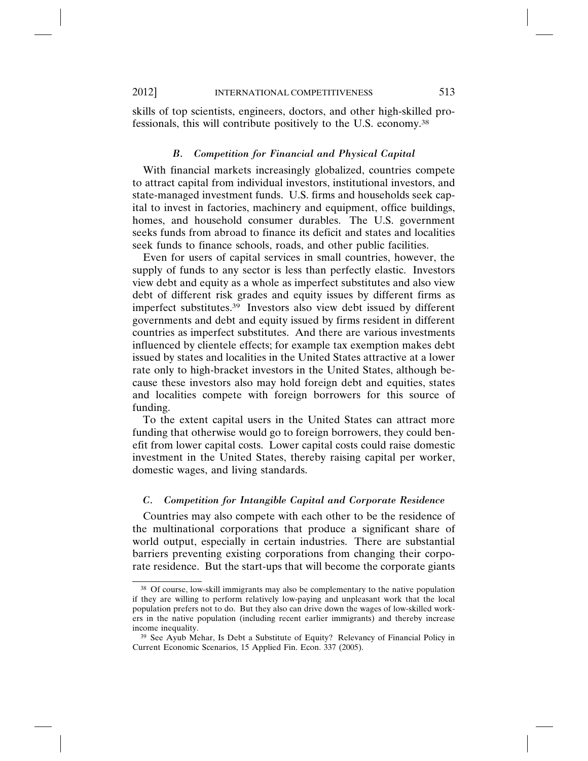skills of top scientists, engineers, doctors, and other high-skilled professionals, this will contribute positively to the U.S. economy.[38]

### *B. Competition for Financial and Physical Capital*

With financial markets increasingly globalized, countries compete to attract capital from individual investors, institutional investors, and state-managed investment funds. U.S. firms and households seek capital to invest in factories, machinery and equipment, office buildings, homes, and household consumer durables. The U.S. government seeks funds from abroad to finance its deficit and states and localities seek funds to finance schools, roads, and other public facilities.

Even for users of capital services in small countries, however, the supply of funds to any sector is less than perfectly elastic. Investors view debt and equity as a whole as imperfect substitutes and also view debt of different risk grades and equity issues by different firms as imperfect substitutes.[39] Investors also view debt issued by different governments and debt and equity issued by firms resident in different countries as imperfect substitutes. And there are various investments influenced by clientele effects; for example tax exemption makes debt issued by states and localities in the United States attractive at a lower rate only to high-bracket investors in the United States, although because these investors also may hold foreign debt and equities, states and localities compete with foreign borrowers for this source of funding.

To the extent capital users in the United States can attract more funding that otherwise would go to foreign borrowers, they could benefit from lower capital costs. Lower capital costs could raise domestic investment in the United States, thereby raising capital per worker, domestic wages, and living standards.

### *C. Competition for Intangible Capital and Corporate Residence*

Countries may also compete with each other to be the residence of the multinational corporations that produce a significant share of world output, especially in certain industries. There are substantial barriers preventing existing corporations from changing their corporate residence. But the start-ups that will become the corporate giants

---

[38] Of course, low-skill immigrants may also be complementary to the native population if they are willing to perform relatively low-paying and unpleasant work that the local population prefers not to do. But they also can drive down the wages of low-skilled workers in the native population (including recent earlier immigrants) and thereby increase income inequality.

[39] See Ayub Mehar, Is Debt a Substitute of Equity? Relevancy of Financial Policy in Current Economic Scenarios, 15 Applied Fin. Econ. 337 (2005).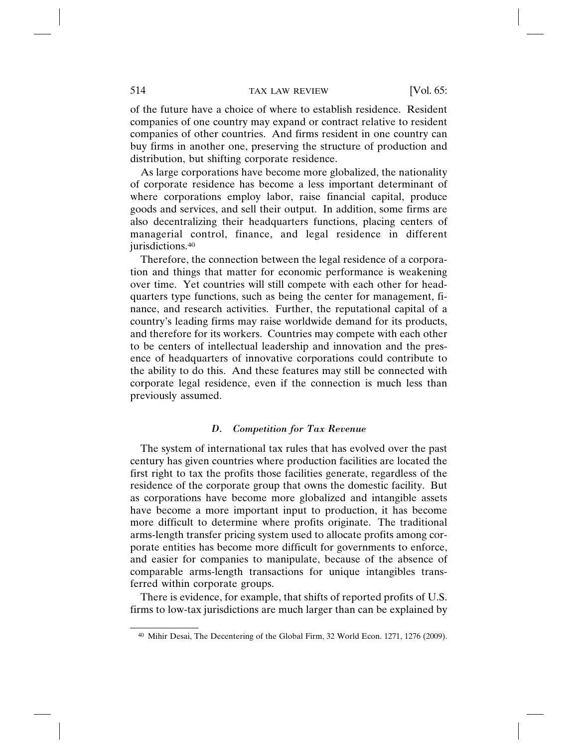of the future have a choice of where to establish residence. Resident companies of one country may expand or contract relative to resident companies of other countries. And firms resident in one country can buy firms in another one, preserving the structure of production and distribution, but shifting corporate residence.

As large corporations have become more globalized, the nationality of corporate residence has become a less important determinant of where corporations employ labor, raise financial capital, produce goods and services, and sell their output. In addition, some firms are also decentralizing their headquarters functions, placing centers of managerial control, finance, and legal residence in different jurisdictions.[40]

Therefore, the connection between the legal residence of a corporation and things that matter for economic performance is weakening over time. Yet countries will still compete with each other for headquarters type functions, such as being the center for management, finance, and research activities. Further, the reputational capital of a country's leading firms may raise worldwide demand for its products, and therefore for its workers. Countries may compete with each other to be centers of intellectual leadership and innovation and the presence of headquarters of innovative corporations could contribute to the ability to do this. And these features may still be connected with corporate legal residence, even if the connection is much less than previously assumed.

### *D. Competition for Tax Revenue*

The system of international tax rules that has evolved over the past century has given countries where production facilities are located the first right to tax the profits those facilities generate, regardless of the residence of the corporate group that owns the domestic facility. But as corporations have become more globalized and intangible assets have become a more important input to production, it has become more difficult to determine where profits originate. The traditional arms-length transfer pricing system used to allocate profits among corporate entities has become more difficult for governments to enforce, and easier for companies to manipulate, because of the absence of comparable arms-length transactions for unique intangibles transferred within corporate groups.

There is evidence, for example, that shifts of reported profits of U.S. firms to low-tax jurisdictions are much larger than can be explained by

---

[40] Mihir Desai, The Decentering of the Global Firm, 32 World Econ. 1271, 1276 (2009).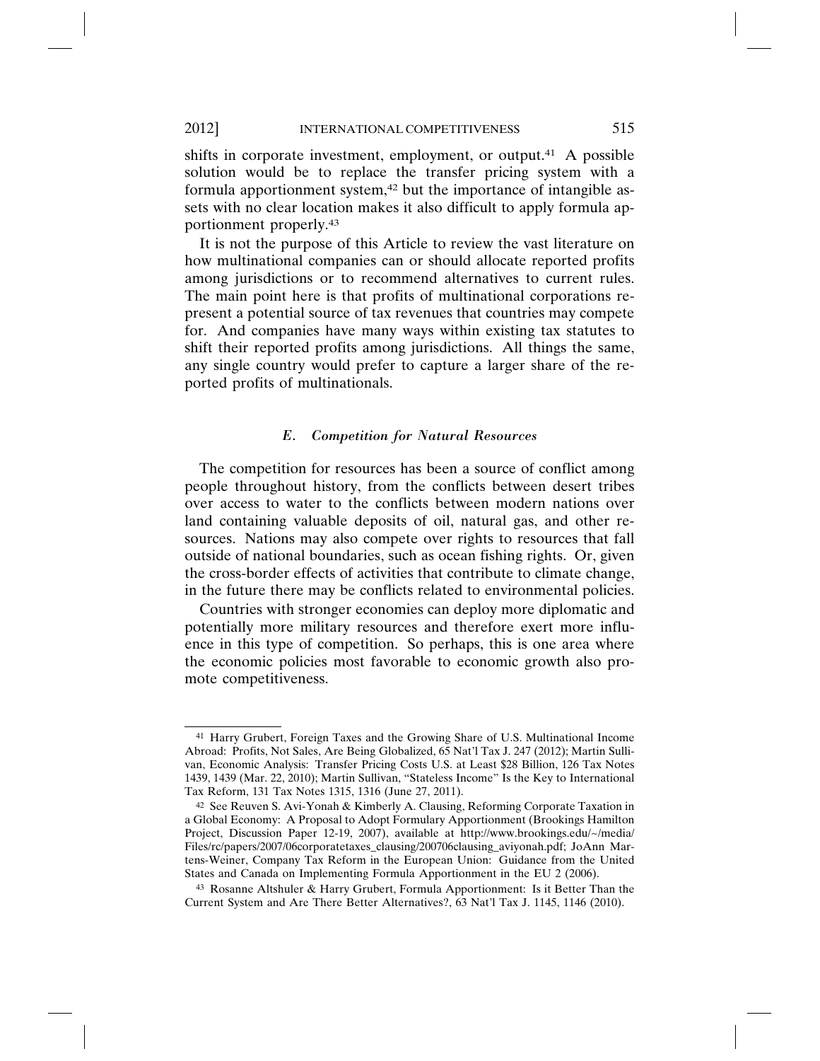shifts in corporate investment, employment, or output.[41] A possible solution would be to replace the transfer pricing system with a formula apportionment system,[42] but the importance of intangible assets with no clear location makes it also difficult to apply formula apportionment properly.[43]

It is not the purpose of this Article to review the vast literature on how multinational companies can or should allocate reported profits among jurisdictions or to recommend alternatives to current rules. The main point here is that profits of multinational corporations represent a potential source of tax revenues that countries may compete for. And companies have many ways within existing tax statutes to shift their reported profits among jurisdictions. All things the same, any single country would prefer to capture a larger share of the reported profits of multinationals.

### *E. Competition for Natural Resources*

The competition for resources has been a source of conflict among people throughout history, from the conflicts between desert tribes over access to water to the conflicts between modern nations over land containing valuable deposits of oil, natural gas, and other resources. Nations may also compete over rights to resources that fall outside of national boundaries, such as ocean fishing rights. Or, given the cross-border effects of activities that contribute to climate change, in the future there may be conflicts related to environmental policies.

Countries with stronger economies can deploy more diplomatic and potentially more military resources and therefore exert more influence in this type of competition. So perhaps, this is one area where the economic policies most favorable to economic growth also promote competitiveness.

---

[41] Harry Grubert, Foreign Taxes and the Growing Share of U.S. Multinational Income Abroad: Profits, Not Sales, Are Being Globalized, 65 Nat'l Tax J. 247 (2012); Martin Sullivan, Economic Analysis: Transfer Pricing Costs U.S. at Least $28 Billion, 126 Tax Notes 1439, 1439 (Mar. 22, 2010); Martin Sullivan, "Stateless Income" Is the Key to International Tax Reform, 131 Tax Notes 1315, 1316 (June 27, 2011).

[42] See Reuven S. Avi-Yonah & Kimberly A. Clausing, Reforming Corporate Taxation in a Global Economy: A Proposal to Adopt Formulary Apportionment (Brookings Hamilton Project, Discussion Paper 12-19, 2007), available at http://www.brookings.edu/~/media/Files/rc/papers/2007/06corporatetaxes_clausing/200706clausing_aviyonah.pdf; JoAnn Martens-Weiner, Company Tax Reform in the European Union: Guidance from the United States and Canada on Implementing Formula Apportionment in the EU 2 (2006).

[43] Rosanne Altshuler & Harry Grubert, Formula Apportionment: Is it Better Than the Current System and Are There Better Alternatives?, 63 Nat'l Tax J. 1145, 1146 (2010).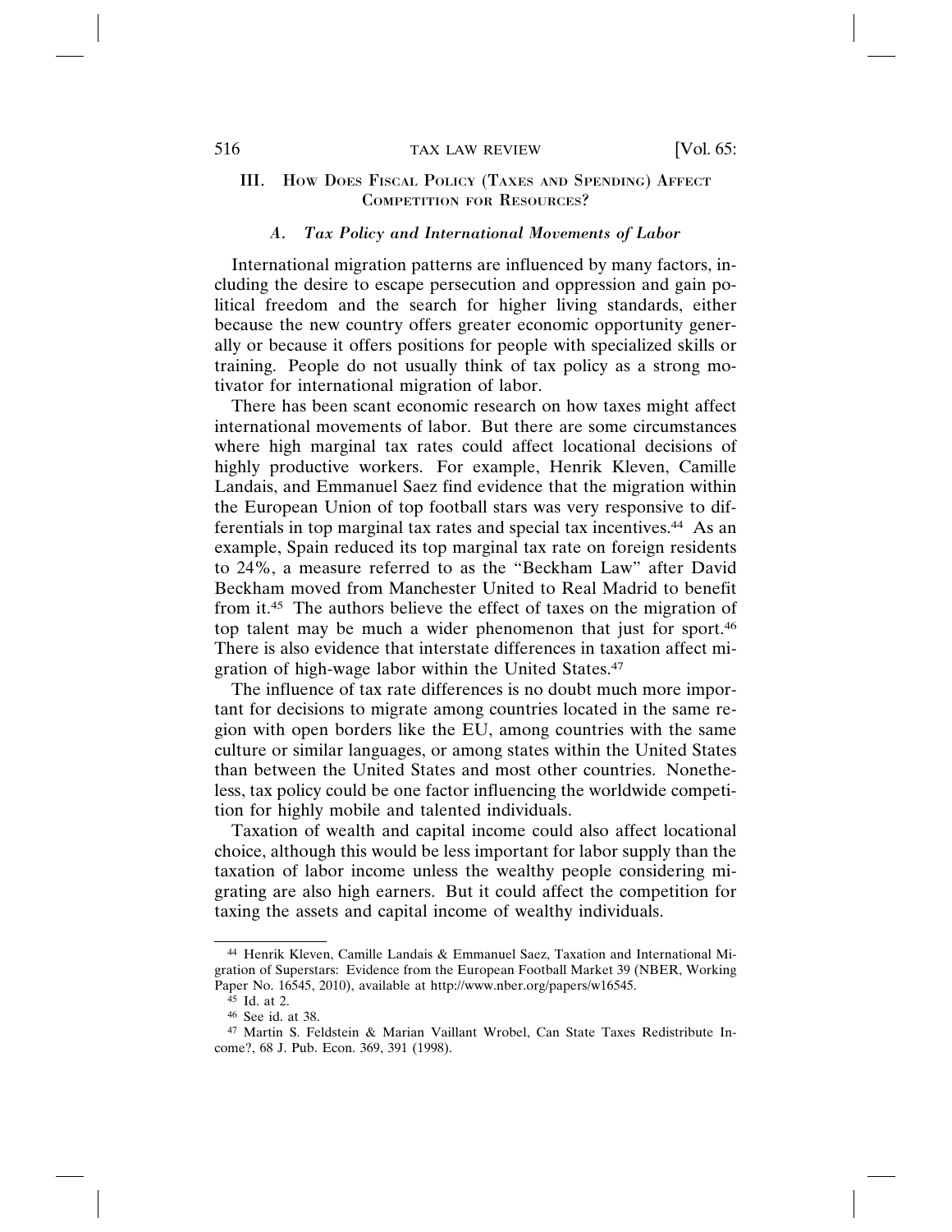## III. How Does Fiscal Policy (Taxes and Spending) Affect Competition for Resources?

### *A. Tax Policy and International Movements of Labor*

International migration patterns are influenced by many factors, including the desire to escape persecution and oppression and gain political freedom and the search for higher living standards, either because the new country offers greater economic opportunity generally or because it offers positions for people with specialized skills or training. People do not usually think of tax policy as a strong motivator for international migration of labor.

There has been scant economic research on how taxes might affect international movements of labor. But there are some circumstances where high marginal tax rates could affect locational decisions of highly productive workers. For example, Henrik Kleven, Camille Landais, and Emmanuel Saez find evidence that the migration within the European Union of top football stars was very responsive to differentials in top marginal tax rates and special tax incentives.[44] As an example, Spain reduced its top marginal tax rate on foreign residents to 24%, a measure referred to as the "Beckham Law" after David Beckham moved from Manchester United to Real Madrid to benefit from it.[45] The authors believe the effect of taxes on the migration of top talent may be much a wider phenomenon that just for sport.[46] There is also evidence that interstate differences in taxation affect migration of high-wage labor within the United States.[47]

The influence of tax rate differences is no doubt much more important for decisions to migrate among countries located in the same region with open borders like the EU, among countries with the same culture or similar languages, or among states within the United States than between the United States and most other countries. Nonetheless, tax policy could be one factor influencing the worldwide competition for highly mobile and talented individuals.

Taxation of wealth and capital income could also affect locational choice, although this would be less important for labor supply than the taxation of labor income unless the wealthy people considering migrating are also high earners. But it could affect the competition for taxing the assets and capital income of wealthy individuals.

---

[44] Henrik Kleven, Camille Landais & Emmanuel Saez, Taxation and International Migration of Superstars: Evidence from the European Football Market 39 (NBER, Working Paper No. 16545, 2010), available at http://www.nber.org/papers/w16545.

[45] Id. at 2.

[46] See id. at 38.

[47] Martin S. Feldstein & Marian Vaillant Wrobel, Can State Taxes Redistribute Income?, 68 J. Pub. Econ. 369, 391 (1998).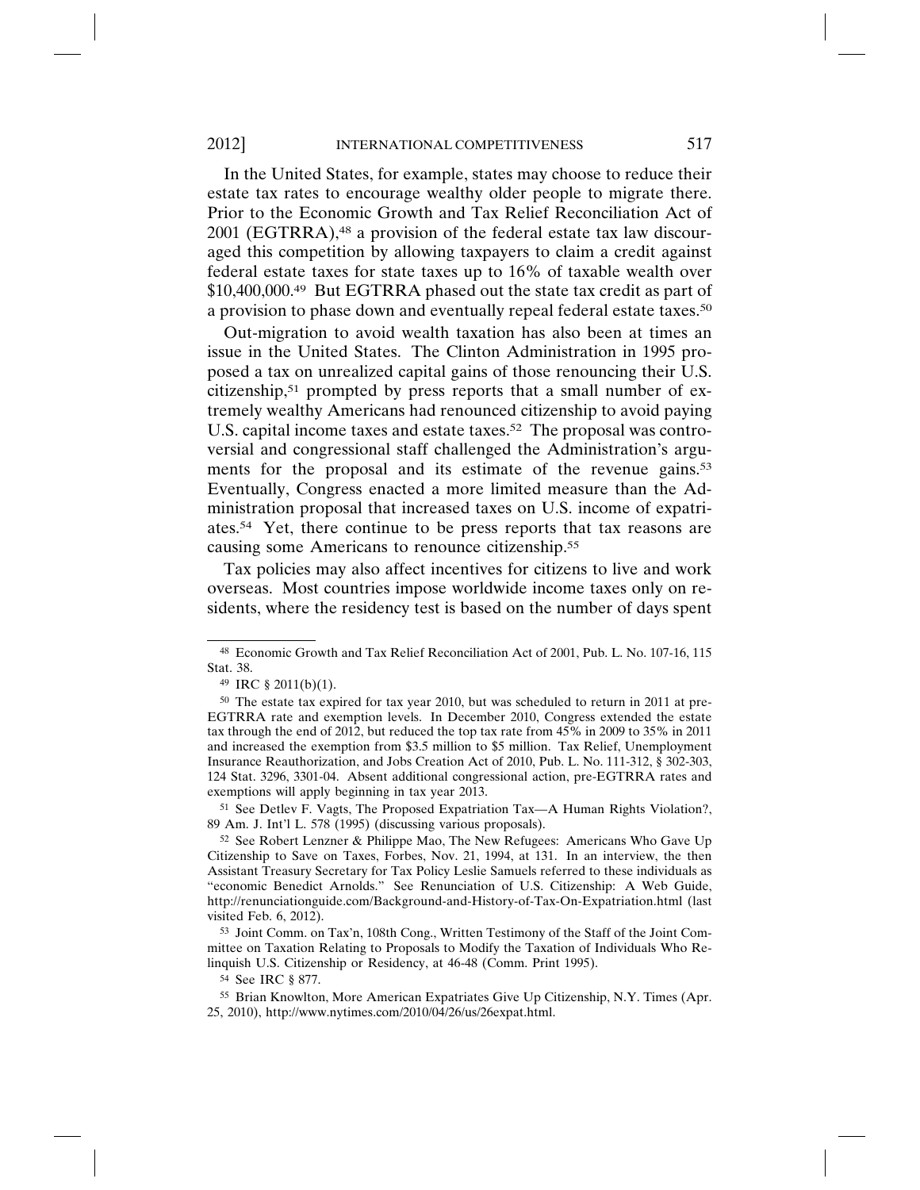In the United States, for example, states may choose to reduce their estate tax rates to encourage wealthy older people to migrate there. Prior to the Economic Growth and Tax Relief Reconciliation Act of 2001 (EGTRRA),[48] a provision of the federal estate tax law discouraged this competition by allowing taxpayers to claim a credit against federal estate taxes for state taxes up to 16% of taxable wealth over $10,400,000.[49] But EGTRRA phased out the state tax credit as part of a provision to phase down and eventually repeal federal estate taxes.[50]

Out-migration to avoid wealth taxation has also been at times an issue in the United States. The Clinton Administration in 1995 proposed a tax on unrealized capital gains of those renouncing their U.S. citizenship,[51] prompted by press reports that a small number of extremely wealthy Americans had renounced citizenship to avoid paying U.S. capital income taxes and estate taxes.[52] The proposal was controversial and congressional staff challenged the Administration's arguments for the proposal and its estimate of the revenue gains.[53] Eventually, Congress enacted a more limited measure than the Administration proposal that increased taxes on U.S. income of expatriates.[54] Yet, there continue to be press reports that tax reasons are causing some Americans to renounce citizenship.[55]

Tax policies may also affect incentives for citizens to live and work overseas. Most countries impose worldwide income taxes only on residents, where the residency test is based on the number of days spent

---

[48] Economic Growth and Tax Relief Reconciliation Act of 2001, Pub. L. No. 107-16, 115 Stat. 38.

[49] IRC § 2011(b)(1).

[50] The estate tax expired for tax year 2010, but was scheduled to return in 2011 at pre-EGTRRA rate and exemption levels. In December 2010, Congress extended the estate tax through the end of 2012, but reduced the top tax rate from 45% in 2009 to 35% in 2011 and increased the exemption from $3.5 million to $5 million. Tax Relief, Unemployment Insurance Reauthorization, and Jobs Creation Act of 2010, Pub. L. No. 111-312, § 302-303, 124 Stat. 3296, 3301-04. Absent additional congressional action, pre-EGTRRA rates and exemptions will apply beginning in tax year 2013.

[51] See Detlev F. Vagts, The Proposed Expatriation Tax—A Human Rights Violation?, 89 Am. J. Int'l L. 578 (1995) (discussing various proposals).

[52] See Robert Lenzner & Philippe Mao, The New Refugees: Americans Who Gave Up Citizenship to Save on Taxes, Forbes, Nov. 21, 1994, at 131. In an interview, the then Assistant Treasury Secretary for Tax Policy Leslie Samuels referred to these individuals as "economic Benedict Arnolds." See Renunciation of U.S. Citizenship: A Web Guide, http://renunciationguide.com/Background-and-History-of-Tax-On-Expatriation.html (last visited Feb. 6, 2012).

[53] Joint Comm. on Tax'n, 108th Cong., Written Testimony of the Staff of the Joint Committee on Taxation Relating to Proposals to Modify the Taxation of Individuals Who Relinquish U.S. Citizenship or Residency, at 46-48 (Comm. Print 1995).

[54] See IRC § 877.

[55] Brian Knowlton, More American Expatriates Give Up Citizenship, N.Y. Times (Apr. 25, 2010), http://www.nytimes.com/2010/04/26/us/26expat.html.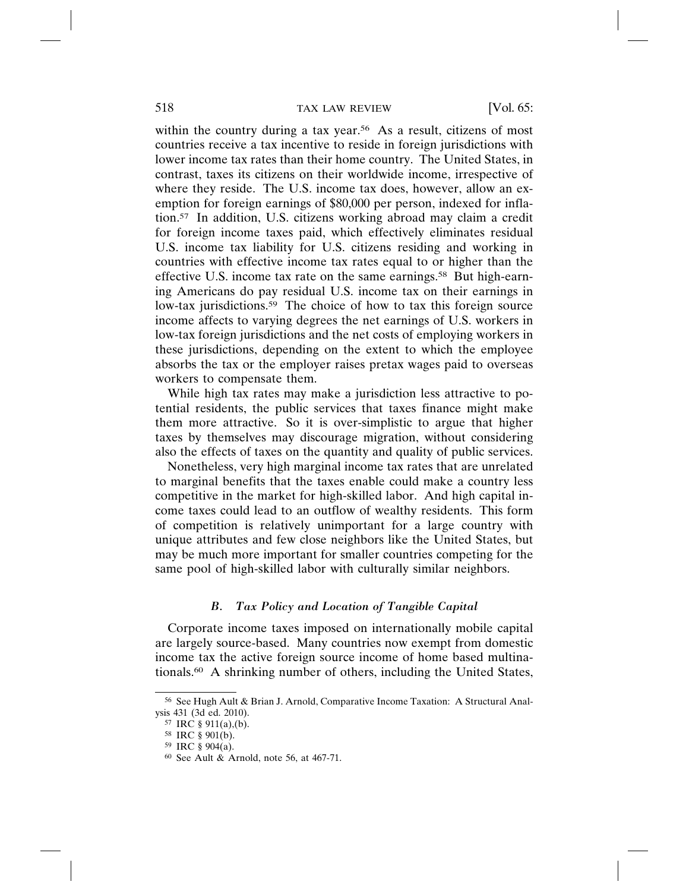within the country during a tax year.[56] As a result, citizens of most countries receive a tax incentive to reside in foreign jurisdictions with lower income tax rates than their home country. The United States, in contrast, taxes its citizens on their worldwide income, irrespective of where they reside. The U.S. income tax does, however, allow an exemption for foreign earnings of $80,000 per person, indexed for inflation.[57] In addition, U.S. citizens working abroad may claim a credit for foreign income taxes paid, which effectively eliminates residual U.S. income tax liability for U.S. citizens residing and working in countries with effective income tax rates equal to or higher than the effective U.S. income tax rate on the same earnings.[58] But high-earning Americans do pay residual U.S. income tax on their earnings in low-tax jurisdictions.[59] The choice of how to tax this foreign source income affects to varying degrees the net earnings of U.S. workers in low-tax foreign jurisdictions and the net costs of employing workers in these jurisdictions, depending on the extent to which the employee absorbs the tax or the employer raises pretax wages paid to overseas workers to compensate them.

While high tax rates may make a jurisdiction less attractive to potential residents, the public services that taxes finance might make them more attractive. So it is over-simplistic to argue that higher taxes by themselves may discourage migration, without considering also the effects of taxes on the quantity and quality of public services.

Nonetheless, very high marginal income tax rates that are unrelated to marginal benefits that the taxes enable could make a country less competitive in the market for high-skilled labor. And high capital income taxes could lead to an outflow of wealthy residents. This form of competition is relatively unimportant for a large country with unique attributes and few close neighbors like the United States, but may be much more important for smaller countries competing for the same pool of high-skilled labor with culturally similar neighbors.

### *B. Tax Policy and Location of Tangible Capital*

Corporate income taxes imposed on internationally mobile capital are largely source-based. Many countries now exempt from domestic income tax the active foreign source income of home based multinationals.[60] A shrinking number of others, including the United States,

---

[56] See Hugh Ault & Brian J. Arnold, Comparative Income Taxation: A Structural Analysis 431 (3d ed. 2010).

[57] IRC § 911(a),(b).

[58] IRC § 901(b).

[59] IRC § 904(a).

[60] See Ault & Arnold, note 56, at 467-71.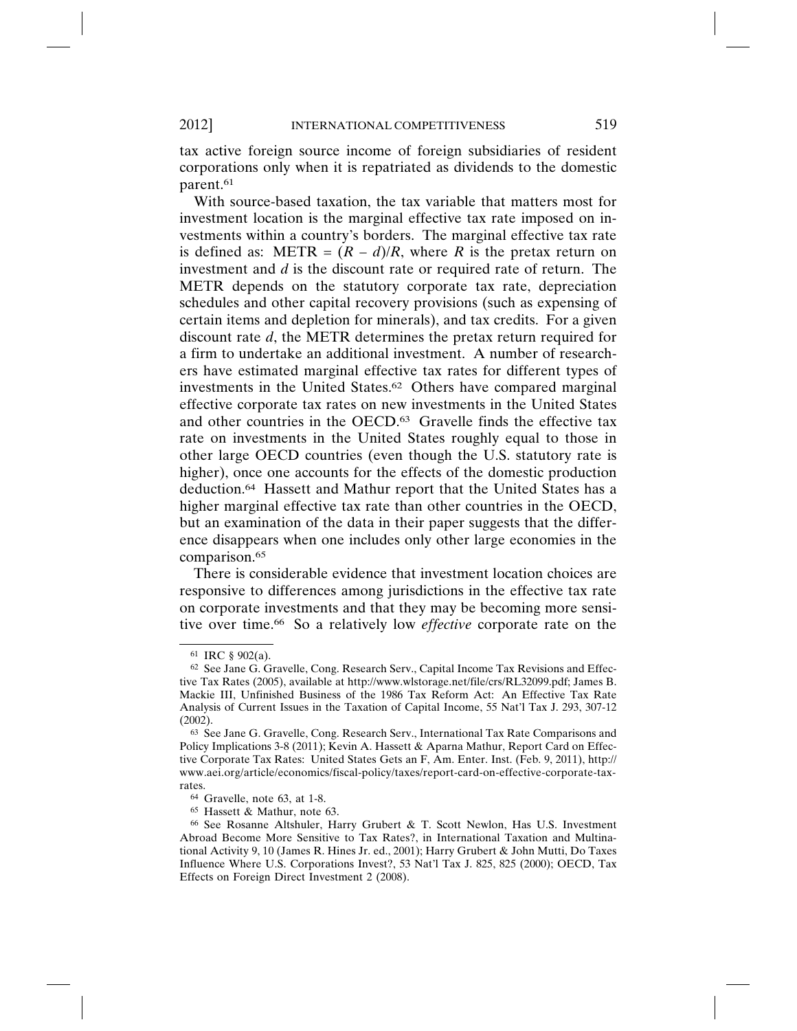tax active foreign source income of foreign subsidiaries of resident corporations only when it is repatriated as dividends to the domestic parent.[61]

With source-based taxation, the tax variable that matters most for investment location is the marginal effective tax rate imposed on investments within a country's borders. The marginal effective tax rate is defined as: $\text{METR} = (R - d)/R$, where $R$ is the pretax return on investment and $d$ is the discount rate or required rate of return. The METR depends on the statutory corporate tax rate, depreciation schedules and other capital recovery provisions (such as expensing of certain items and depletion for minerals), and tax credits. For a given discount rate $d$, the METR determines the pretax return required for a firm to undertake an additional investment. A number of researchers have estimated marginal effective tax rates for different types of investments in the United States.[62] Others have compared marginal effective corporate tax rates on new investments in the United States and other countries in the OECD.[63] Gravelle finds the effective tax rate on investments in the United States roughly equal to those in other large OECD countries (even though the U.S. statutory rate is higher), once one accounts for the effects of the domestic production deduction.[64] Hassett and Mathur report that the United States has a higher marginal effective tax rate than other countries in the OECD, but an examination of the data in their paper suggests that the difference disappears when one includes only other large economies in the comparison.[65]

There is considerable evidence that investment location choices are responsive to differences among jurisdictions in the effective tax rate on corporate investments and that they may be becoming more sensitive over time.[66] So a relatively low *effective* corporate rate on the

---

[61] IRC § 902(a).

[62] See Jane G. Gravelle, Cong. Research Serv., Capital Income Tax Revisions and Effective Tax Rates (2005), available at http://www.wlstorage.net/file/crs/RL32099.pdf; James B. Mackie III, Unfinished Business of the 1986 Tax Reform Act: An Effective Tax Rate Analysis of Current Issues in the Taxation of Capital Income, 55 Nat'l Tax J. 293, 307-12 (2002).

[63] See Jane G. Gravelle, Cong. Research Serv., International Tax Rate Comparisons and Policy Implications 3-8 (2011); Kevin A. Hassett & Aparna Mathur, Report Card on Effective Corporate Tax Rates: United States Gets an F, Am. Enter. Inst. (Feb. 9, 2011), http://www.aei.org/article/economics/fiscal-policy/taxes/report-card-on-effective-corporate-tax-rates.

[64] Gravelle, note 63, at 1-8.

[65] Hassett & Mathur, note 63.

[66] See Rosanne Altshuler, Harry Grubert & T. Scott Newlon, Has U.S. Investment Abroad Become More Sensitive to Tax Rates?, in International Taxation and Multinational Activity 9, 10 (James R. Hines Jr. ed., 2001); Harry Grubert & John Mutti, Do Taxes Influence Where U.S. Corporations Invest?, 53 Nat'l Tax J. 825, 825 (2000); OECD, Tax Effects on Foreign Direct Investment 2 (2008).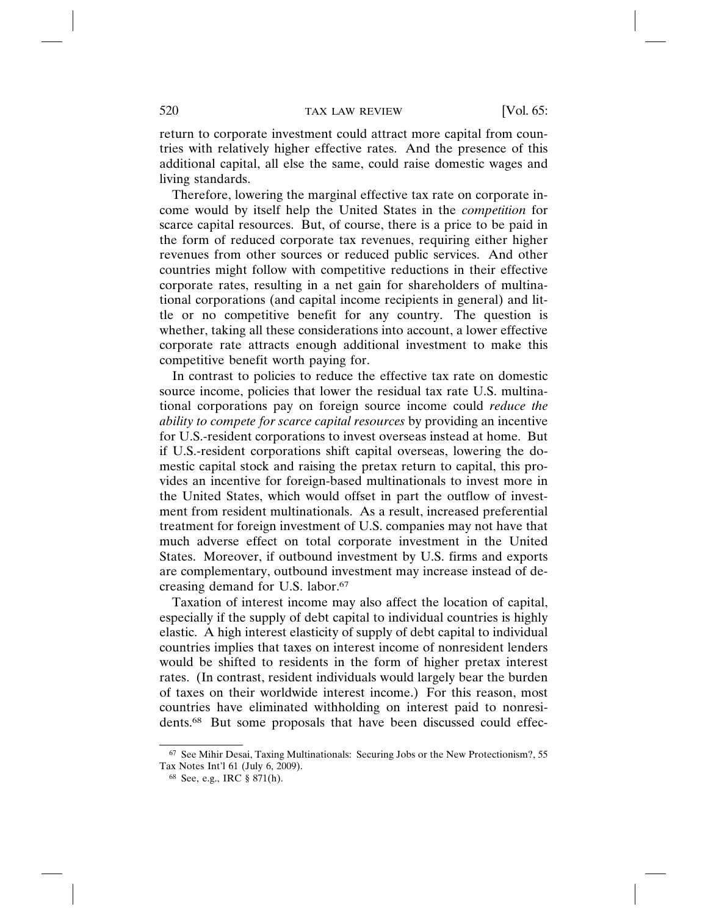return to corporate investment could attract more capital from countries with relatively higher effective rates. And the presence of this additional capital, all else the same, could raise domestic wages and living standards.

Therefore, lowering the marginal effective tax rate on corporate income would by itself help the United States in the *competition* for scarce capital resources. But, of course, there is a price to be paid in the form of reduced corporate tax revenues, requiring either higher revenues from other sources or reduced public services. And other countries might follow with competitive reductions in their effective corporate rates, resulting in a net gain for shareholders of multinational corporations (and capital income recipients in general) and little or no competitive benefit for any country. The question is whether, taking all these considerations into account, a lower effective corporate rate attracts enough additional investment to make this competitive benefit worth paying for.

In contrast to policies to reduce the effective tax rate on domestic source income, policies that lower the residual tax rate U.S. multinational corporations pay on foreign source income could *reduce the ability to compete for scarce capital resources* by providing an incentive for U.S.-resident corporations to invest overseas instead at home. But if U.S.-resident corporations shift capital overseas, lowering the domestic capital stock and raising the pretax return to capital, this provides an incentive for foreign-based multinationals to invest more in the United States, which would offset in part the outflow of investment from resident multinationals. As a result, increased preferential treatment for foreign investment of U.S. companies may not have that much adverse effect on total corporate investment in the United States. Moreover, if outbound investment by U.S. firms and exports are complementary, outbound investment may increase instead of decreasing demand for U.S. labor.[67]

Taxation of interest income may also affect the location of capital, especially if the supply of debt capital to individual countries is highly elastic. A high interest elasticity of supply of debt capital to individual countries implies that taxes on interest income of nonresident lenders would be shifted to residents in the form of higher pretax interest rates. (In contrast, resident individuals would largely bear the burden of taxes on their worldwide interest income.) For this reason, most countries have eliminated withholding on interest paid to nonresidents.[68] But some proposals that have been discussed could effec-

[67] See Mihir Desai, Taxing Multinationals: Securing Jobs or the New Protectionism?, 55 Tax Notes Int'l 61 (July 6, 2009).

[68] See, e.g., IRC § 871(h).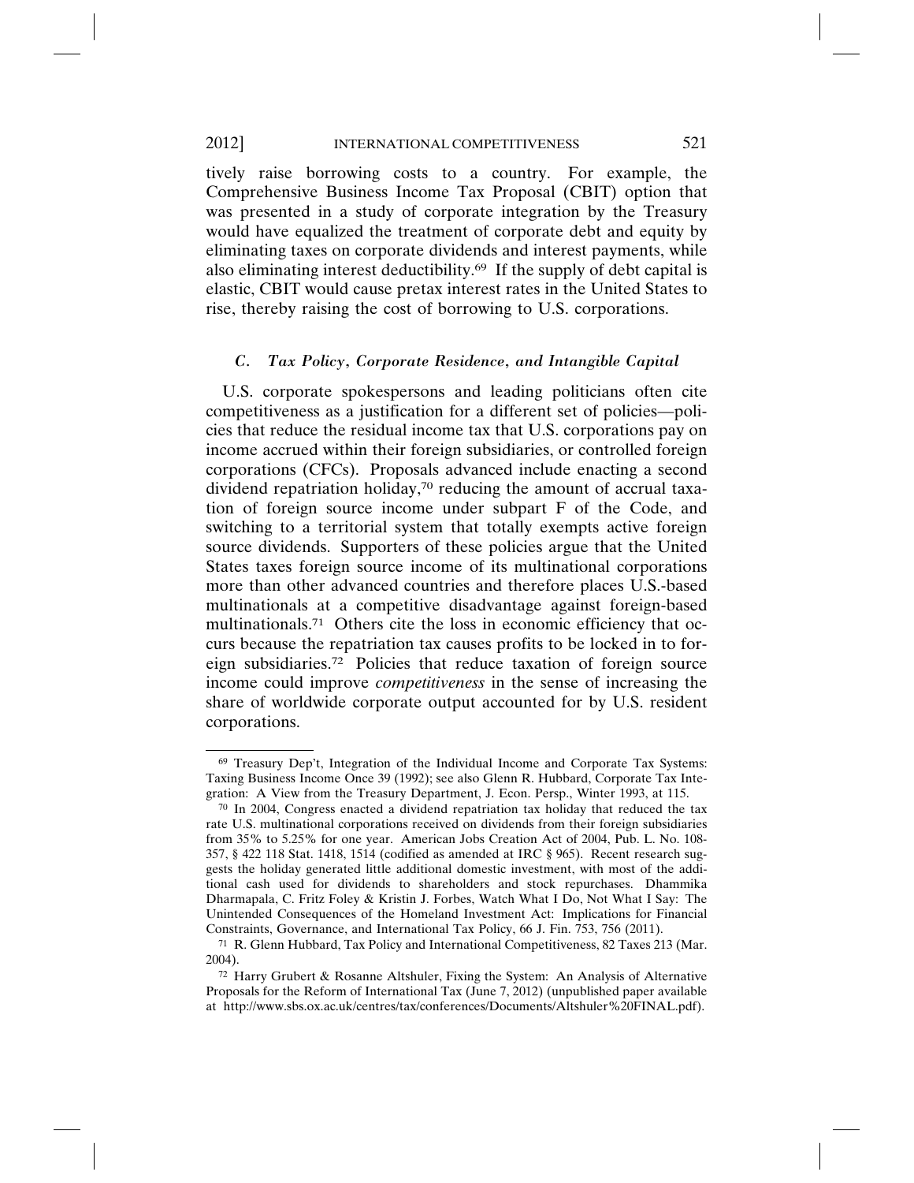tively raise borrowing costs to a country. For example, the Comprehensive Business Income Tax Proposal (CBIT) option that was presented in a study of corporate integration by the Treasury would have equalized the treatment of corporate debt and equity by eliminating taxes on corporate dividends and interest payments, while also eliminating interest deductibility.[69] If the supply of debt capital is elastic, CBIT would cause pretax interest rates in the United States to rise, thereby raising the cost of borrowing to U.S. corporations.

### *C. Tax Policy, Corporate Residence, and Intangible Capital*

U.S. corporate spokespersons and leading politicians often cite competitiveness as a justification for a different set of policies—policies that reduce the residual income tax that U.S. corporations pay on income accrued within their foreign subsidiaries, or controlled foreign corporations (CFCs). Proposals advanced include enacting a second dividend repatriation holiday,[70] reducing the amount of accrual taxation of foreign source income under subpart F of the Code, and switching to a territorial system that totally exempts active foreign source dividends. Supporters of these policies argue that the United States taxes foreign source income of its multinational corporations more than other advanced countries and therefore places U.S.-based multinationals at a competitive disadvantage against foreign-based multinationals.[71] Others cite the loss in economic efficiency that occurs because the repatriation tax causes profits to be locked in to foreign subsidiaries.[72] Policies that reduce taxation of foreign source income could improve *competitiveness* in the sense of increasing the share of worldwide corporate output accounted for by U.S. resident corporations.

---

[69] Treasury Dep't, Integration of the Individual Income and Corporate Tax Systems: Taxing Business Income Once 39 (1992); see also Glenn R. Hubbard, Corporate Tax Integration: A View from the Treasury Department, J. Econ. Persp., Winter 1993, at 115.

[70] In 2004, Congress enacted a dividend repatriation tax holiday that reduced the tax rate U.S. multinational corporations received on dividends from their foreign subsidiaries from 35% to 5.25% for one year. American Jobs Creation Act of 2004, Pub. L. No. 108-357, § 422 118 Stat. 1418, 1514 (codified as amended at IRC § 965). Recent research suggests the holiday generated little additional domestic investment, with most of the additional cash used for dividends to shareholders and stock repurchases. Dhammika Dharmapala, C. Fritz Foley & Kristin J. Forbes, Watch What I Do, Not What I Say: The Unintended Consequences of the Homeland Investment Act: Implications for Financial Constraints, Governance, and International Tax Policy, 66 J. Fin. 753, 756 (2011).

[71] R. Glenn Hubbard, Tax Policy and International Competitiveness, 82 Taxes 213 (Mar. 2004).

[72] Harry Grubert & Rosanne Altshuler, Fixing the System: An Analysis of Alternative Proposals for the Reform of International Tax (June 7, 2012) (unpublished paper available at http://www.sbs.ox.ac.uk/centres/tax/conferences/Documents/Altshuler%20FINAL.pdf).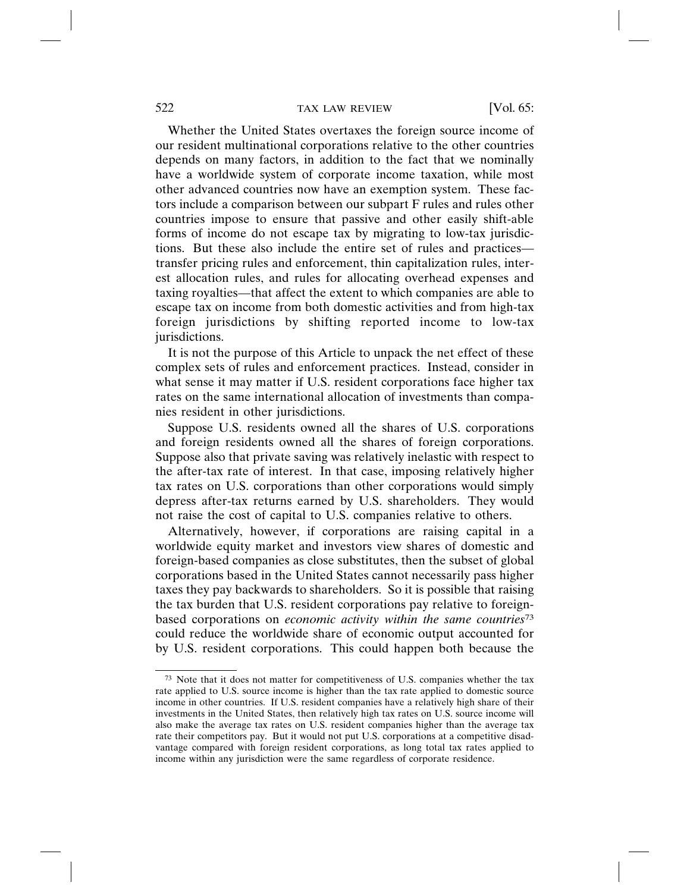Whether the United States overtaxes the foreign source income of our resident multinational corporations relative to the other countries depends on many factors, in addition to the fact that we nominally have a worldwide system of corporate income taxation, while most other advanced countries now have an exemption system. These factors include a comparison between our subpart F rules and rules other countries impose to ensure that passive and other easily shift-able forms of income do not escape tax by migrating to low-tax jurisdictions. But these also include the entire set of rules and practices—transfer pricing rules and enforcement, thin capitalization rules, interest allocation rules, and rules for allocating overhead expenses and taxing royalties—that affect the extent to which companies are able to escape tax on income from both domestic activities and from high-tax foreign jurisdictions by shifting reported income to low-tax jurisdictions.

It is not the purpose of this Article to unpack the net effect of these complex sets of rules and enforcement practices. Instead, consider in what sense it may matter if U.S. resident corporations face higher tax rates on the same international allocation of investments than companies resident in other jurisdictions.

Suppose U.S. residents owned all the shares of U.S. corporations and foreign residents owned all the shares of foreign corporations. Suppose also that private saving was relatively inelastic with respect to the after-tax rate of interest. In that case, imposing relatively higher tax rates on U.S. corporations than other corporations would simply depress after-tax returns earned by U.S. shareholders. They would not raise the cost of capital to U.S. companies relative to others.

Alternatively, however, if corporations are raising capital in a worldwide equity market and investors view shares of domestic and foreign-based companies as close substitutes, then the subset of global corporations based in the United States cannot necessarily pass higher taxes they pay backwards to shareholders. So it is possible that raising the tax burden that U.S. resident corporations pay relative to foreign-based corporations on *economic activity within the same countries*[73] could reduce the worldwide share of economic output accounted for by U.S. resident corporations. This could happen both because the

---

[73] Note that it does not matter for competitiveness of U.S. companies whether the tax rate applied to U.S. source income is higher than the tax rate applied to domestic source income in other countries. If U.S. resident companies have a relatively high share of their investments in the United States, then relatively high tax rates on U.S. source income will also make the average tax rates on U.S. resident companies higher than the average tax rate their competitors pay. But it would not put U.S. corporations at a competitive disadvantage compared with foreign resident corporations, as long total tax rates applied to income within any jurisdiction were the same regardless of corporate residence.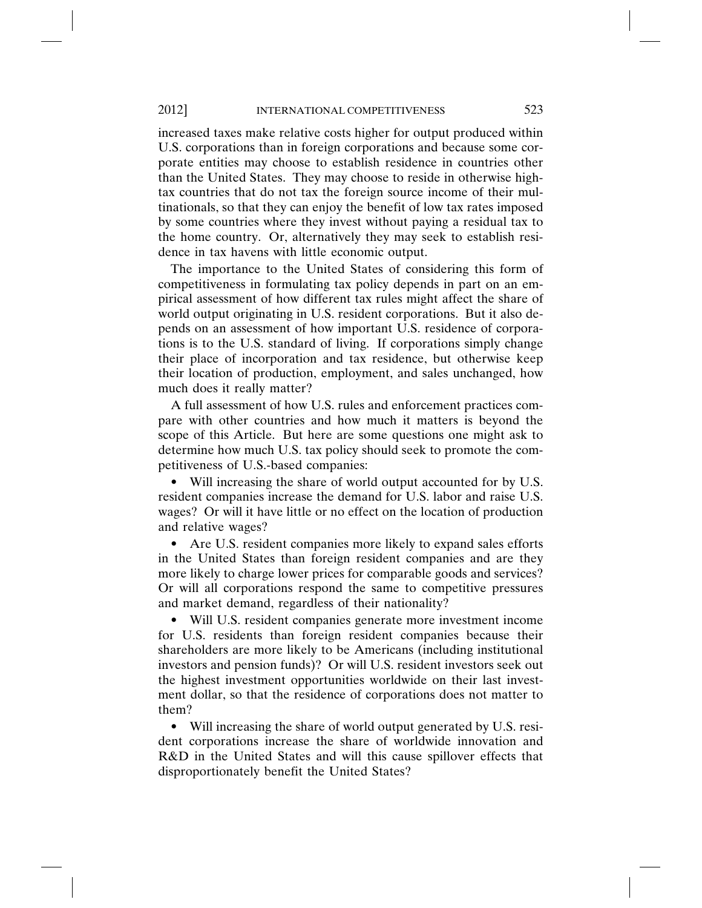increased taxes make relative costs higher for output produced within U.S. corporations than in foreign corporations and because some corporate entities may choose to establish residence in countries other than the United States. They may choose to reside in otherwise high-tax countries that do not tax the foreign source income of their multinationals, so that they can enjoy the benefit of low tax rates imposed by some countries where they invest without paying a residual tax to the home country. Or, alternatively they may seek to establish residence in tax havens with little economic output.

The importance to the United States of considering this form of competitiveness in formulating tax policy depends in part on an empirical assessment of how different tax rules might affect the share of world output originating in U.S. resident corporations. But it also depends on an assessment of how important U.S. residence of corporations is to the U.S. standard of living. If corporations simply change their place of incorporation and tax residence, but otherwise keep their location of production, employment, and sales unchanged, how much does it really matter?

A full assessment of how U.S. rules and enforcement practices compare with other countries and how much it matters is beyond the scope of this Article. But here are some questions one might ask to determine how much U.S. tax policy should seek to promote the competitiveness of U.S.-based companies:

- Will increasing the share of world output accounted for by U.S. resident companies increase the demand for U.S. labor and raise U.S. wages? Or will it have little or no effect on the location of production and relative wages?
- Are U.S. resident companies more likely to expand sales efforts in the United States than foreign resident companies and are they more likely to charge lower prices for comparable goods and services? Or will all corporations respond the same to competitive pressures and market demand, regardless of their nationality?
- Will U.S. resident companies generate more investment income for U.S. residents than foreign resident companies because their shareholders are more likely to be Americans (including institutional investors and pension funds)? Or will U.S. resident investors seek out the highest investment opportunities worldwide on their last investment dollar, so that the residence of corporations does not matter to them?
- Will increasing the share of world output generated by U.S. resident corporations increase the share of worldwide innovation and R&D in the United States and will this cause spillover effects that disproportionately benefit the United States?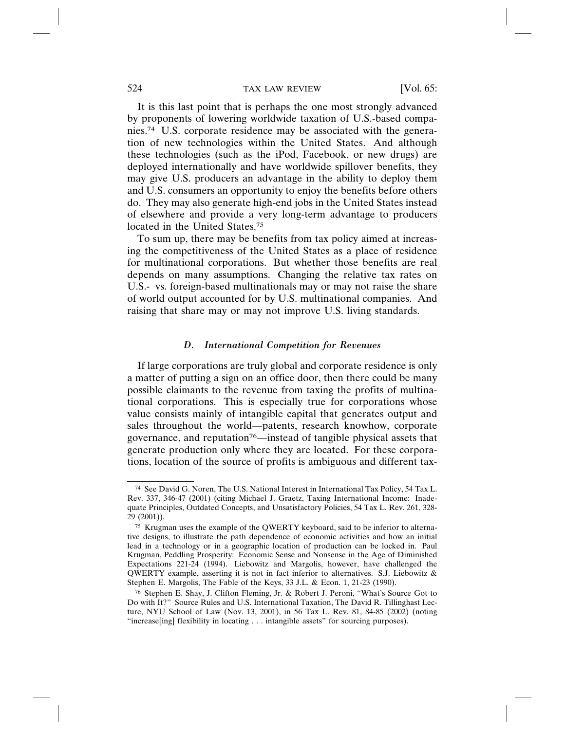It is this last point that is perhaps the one most strongly advanced by proponents of lowering worldwide taxation of U.S.-based companies.[74] U.S. corporate residence may be associated with the generation of new technologies within the United States. And although these technologies (such as the iPod, Facebook, or new drugs) are deployed internationally and have worldwide spillover benefits, they may give U.S. producers an advantage in the ability to deploy them and U.S. consumers an opportunity to enjoy the benefits before others do. They may also generate high-end jobs in the United States instead of elsewhere and provide a very long-term advantage to producers located in the United States.[75]

To sum up, there may be benefits from tax policy aimed at increasing the competitiveness of the United States as a place of residence for multinational corporations. But whether those benefits are real depends on many assumptions. Changing the relative tax rates on U.S.- vs. foreign-based multinationals may or may not raise the share of world output accounted for by U.S. multinational companies. And raising that share may or may not improve U.S. living standards.

### *D. International Competition for Revenues*

If large corporations are truly global and corporate residence is only a matter of putting a sign on an office door, then there could be many possible claimants to the revenue from taxing the profits of multinational corporations. This is especially true for corporations whose value consists mainly of intangible capital that generates output and sales throughout the world—patents, research knowhow, corporate governance, and reputation[76]—instead of tangible physical assets that generate production only where they are located. For these corporations, location of the source of profits is ambiguous and different tax-

---

[74] See David G. Noren, The U.S. National Interest in International Tax Policy, 54 Tax L. Rev. 337, 346-47 (2001) (citing Michael J. Graetz, Taxing International Income: Inadequate Principles, Outdated Concepts, and Unsatisfactory Policies, 54 Tax L. Rev. 261, 328-29 (2001)).

[75] Krugman uses the example of the QWERTY keyboard, said to be inferior to alternative designs, to illustrate the path dependence of economic activities and how an initial lead in a technology or in a geographic location of production can be locked in. Paul Krugman, Peddling Prosperity: Economic Sense and Nonsense in the Age of Diminished Expectations 221-24 (1994). Liebowitz and Margolis, however, have challenged the QWERTY example, asserting it is not in fact inferior to alternatives. S.J. Liebowitz & Stephen E. Margolis, The Fable of the Keys, 33 J.L. & Econ. 1, 21-23 (1990).

[76] Stephen E. Shay, J. Clifton Fleming, Jr. & Robert J. Peroni, "What's Source Got to Do with It?" Source Rules and U.S. International Taxation, The David R. Tillinghast Lecture, NYU School of Law (Nov. 13, 2001), in 56 Tax L. Rev. 81, 84-85 (2002) (noting "increase[ing] flexibility in locating . . . intangible assets" for sourcing purposes).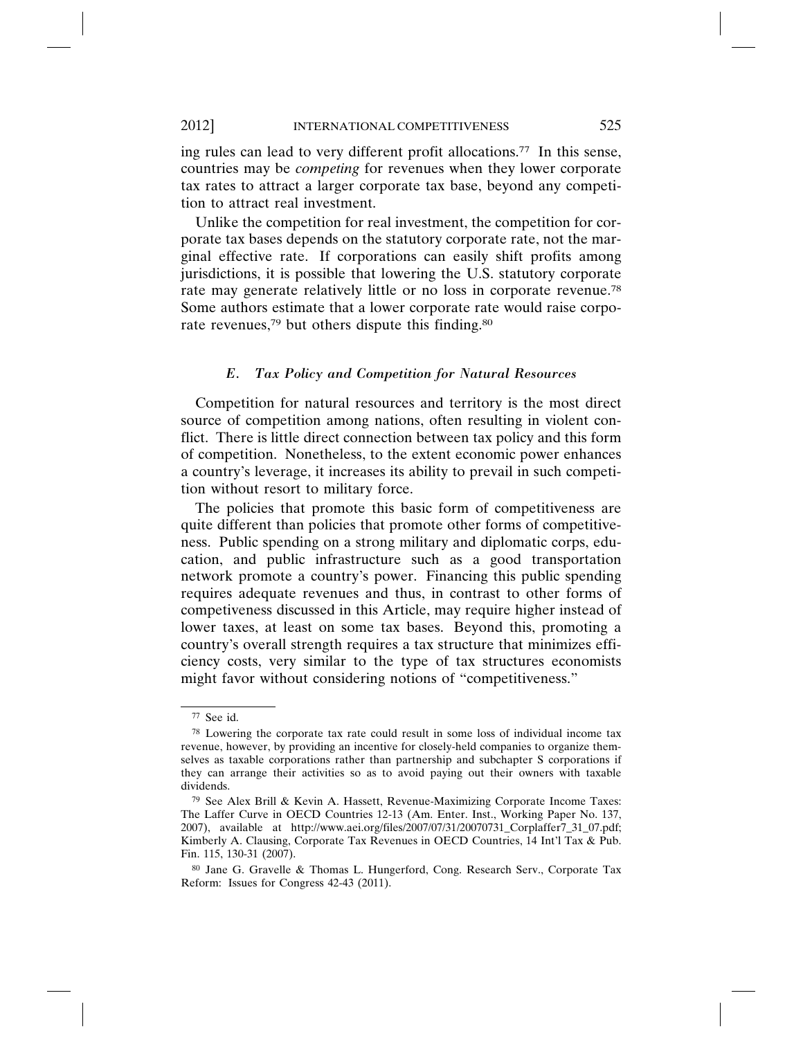ing rules can lead to very different profit allocations.[77] In this sense, countries may be *competing* for revenues when they lower corporate tax rates to attract a larger corporate tax base, beyond any competition to attract real investment.

Unlike the competition for real investment, the competition for corporate tax bases depends on the statutory corporate rate, not the marginal effective rate. If corporations can easily shift profits among jurisdictions, it is possible that lowering the U.S. statutory corporate rate may generate relatively little or no loss in corporate revenue.[78] Some authors estimate that a lower corporate rate would raise corporate revenues,[79] but others dispute this finding.[80]

### *E. Tax Policy and Competition for Natural Resources*

Competition for natural resources and territory is the most direct source of competition among nations, often resulting in violent conflict. There is little direct connection between tax policy and this form of competition. Nonetheless, to the extent economic power enhances a country's leverage, it increases its ability to prevail in such competition without resort to military force.

The policies that promote this basic form of competitiveness are quite different than policies that promote other forms of competitiveness. Public spending on a strong military and diplomatic corps, education, and public infrastructure such as a good transportation network promote a country's power. Financing this public spending requires adequate revenues and thus, in contrast to other forms of competiveness discussed in this Article, may require higher instead of lower taxes, at least on some tax bases. Beyond this, promoting a country's overall strength requires a tax structure that minimizes efficiency costs, very similar to the type of tax structures economists might favor without considering notions of "competitiveness."

---

[77] See id.

[78] Lowering the corporate tax rate could result in some loss of individual income tax revenue, however, by providing an incentive for closely-held companies to organize themselves as taxable corporations rather than partnership and subchapter S corporations if they can arrange their activities so as to avoid paying out their owners with taxable dividends.

[79] See Alex Brill & Kevin A. Hassett, Revenue-Maximizing Corporate Income Taxes: The Laffer Curve in OECD Countries 12-13 (Am. Enter. Inst., Working Paper No. 137, 2007), available at http://www.aei.org/files/2007/07/31/20070731_Corplaffer7_31_07.pdf; Kimberly A. Clausing, Corporate Tax Revenues in OECD Countries, 14 Int'l Tax & Pub. Fin. 115, 130-31 (2007).

[80] Jane G. Gravelle & Thomas L. Hungerford, Cong. Research Serv., Corporate Tax Reform: Issues for Congress 42-43 (2011).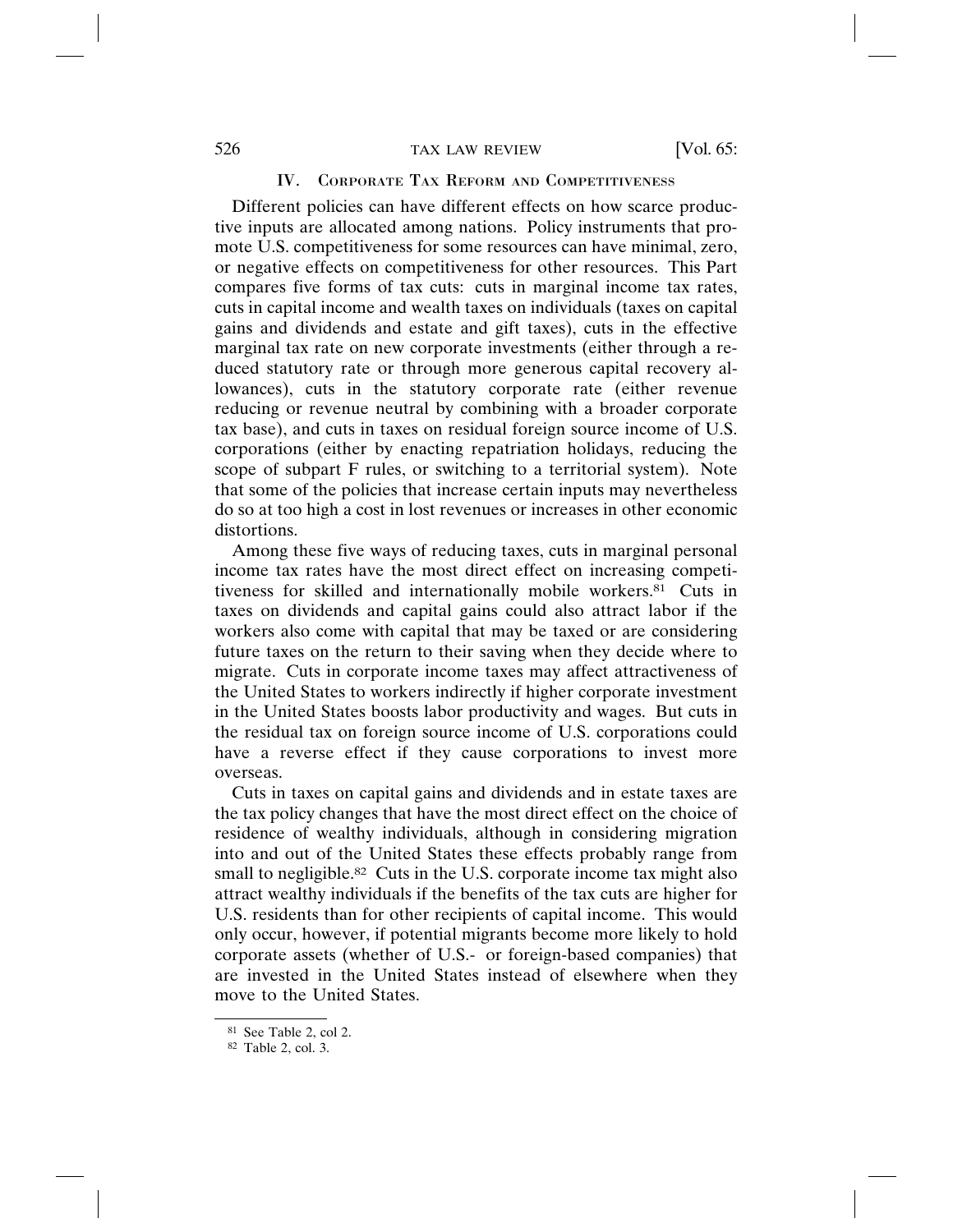## IV. Corporate Tax Reform and Competitiveness

Different policies can have different effects on how scarce productive inputs are allocated among nations. Policy instruments that promote U.S. competitiveness for some resources can have minimal, zero, or negative effects on competitiveness for other resources. This Part compares five forms of tax cuts: cuts in marginal income tax rates, cuts in capital income and wealth taxes on individuals (taxes on capital gains and dividends and estate and gift taxes), cuts in the effective marginal tax rate on new corporate investments (either through a reduced statutory rate or through more generous capital recovery allowances), cuts in the statutory corporate rate (either revenue reducing or revenue neutral by combining with a broader corporate tax base), and cuts in taxes on residual foreign source income of U.S. corporations (either by enacting repatriation holidays, reducing the scope of subpart F rules, or switching to a territorial system). Note that some of the policies that increase certain inputs may nevertheless do so at too high a cost in lost revenues or increases in other economic distortions.

Among these five ways of reducing taxes, cuts in marginal personal income tax rates have the most direct effect on increasing competitiveness for skilled and internationally mobile workers.[81] Cuts in taxes on dividends and capital gains could also attract labor if the workers also come with capital that may be taxed or are considering future taxes on the return to their saving when they decide where to migrate. Cuts in corporate income taxes may affect attractiveness of the United States to workers indirectly if higher corporate investment in the United States boosts labor productivity and wages. But cuts in the residual tax on foreign source income of U.S. corporations could have a reverse effect if they cause corporations to invest more overseas.

Cuts in taxes on capital gains and dividends and in estate taxes are the tax policy changes that have the most direct effect on the choice of residence of wealthy individuals, although in considering migration into and out of the United States these effects probably range from small to negligible.[82] Cuts in the U.S. corporate income tax might also attract wealthy individuals if the benefits of the tax cuts are higher for U.S. residents than for other recipients of capital income. This would only occur, however, if potential migrants become more likely to hold corporate assets (whether of U.S.- or foreign-based companies) that are invested in the United States instead of elsewhere when they move to the United States.

---

[81] See Table 2, col 2.

[82] Table 2, col. 3.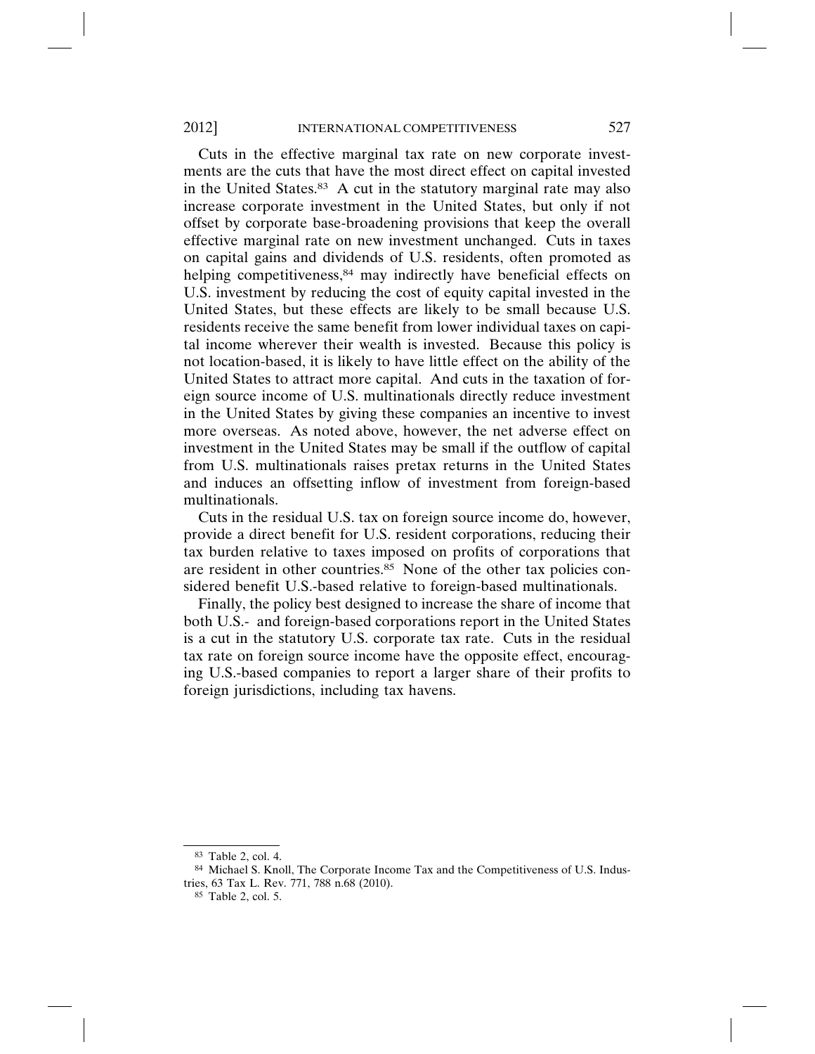Cuts in the effective marginal tax rate on new corporate investments are the cuts that have the most direct effect on capital invested in the United States.[83] A cut in the statutory marginal rate may also increase corporate investment in the United States, but only if not offset by corporate base-broadening provisions that keep the overall effective marginal rate on new investment unchanged. Cuts in taxes on capital gains and dividends of U.S. residents, often promoted as helping competitiveness,[84] may indirectly have beneficial effects on U.S. investment by reducing the cost of equity capital invested in the United States, but these effects are likely to be small because U.S. residents receive the same benefit from lower individual taxes on capital income wherever their wealth is invested. Because this policy is not location-based, it is likely to have little effect on the ability of the United States to attract more capital. And cuts in the taxation of foreign source income of U.S. multinationals directly reduce investment in the United States by giving these companies an incentive to invest more overseas. As noted above, however, the net adverse effect on investment in the United States may be small if the outflow of capital from U.S. multinationals raises pretax returns in the United States and induces an offsetting inflow of investment from foreign-based multinationals.

Cuts in the residual U.S. tax on foreign source income do, however, provide a direct benefit for U.S. resident corporations, reducing their tax burden relative to taxes imposed on profits of corporations that are resident in other countries.[85] None of the other tax policies considered benefit U.S.-based relative to foreign-based multinationals.

Finally, the policy best designed to increase the share of income that both U.S.- and foreign-based corporations report in the United States is a cut in the statutory U.S. corporate tax rate. Cuts in the residual tax rate on foreign source income have the opposite effect, encouraging U.S.-based companies to report a larger share of their profits to foreign jurisdictions, including tax havens.

---

[83] Table 2, col. 4.

[84] Michael S. Knoll, The Corporate Income Tax and the Competitiveness of U.S. Industries, 63 Tax L. Rev. 771, 788 n.68 (2010).

[85] Table 2, col. 5.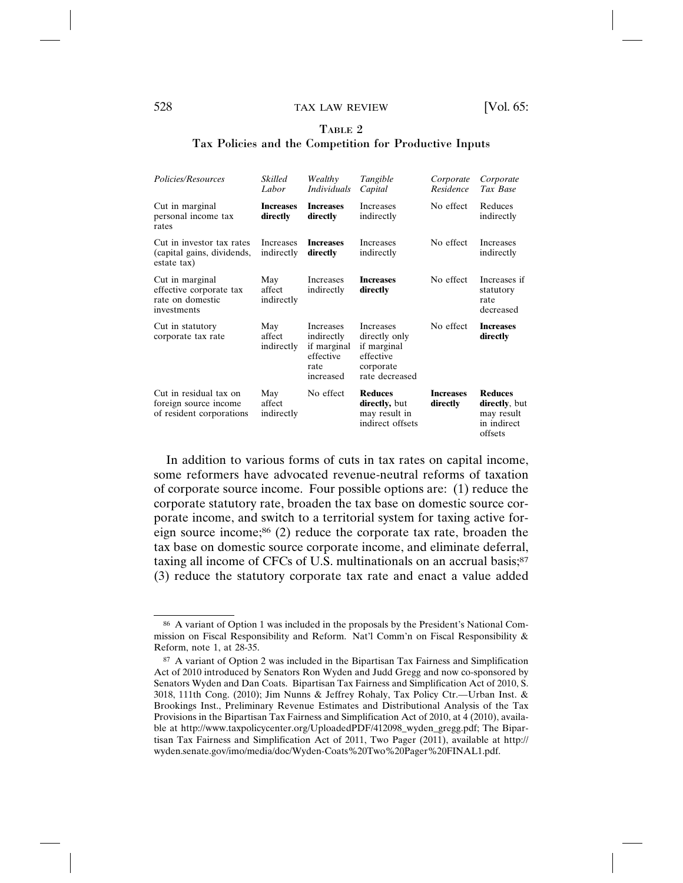TABLE 2

Tax Policies and the Competition for Productive Inputs

| *Policies/Resources* | *Skilled Labor* | *Wealthy Individuals* | *Tangible Capital* | *Corporate Residence* | *Corporate Tax Base* |
|---|---|---|---|---|---|
| Cut in marginal personal income tax rates | **Increases directly** | **Increases directly** | Increases indirectly | No effect | Reduces indirectly |
| Cut in investor tax rates (capital gains, dividends, estate tax) | Increases indirectly | **Increases directly** | Increases indirectly | No effect | Increases indirectly |
| Cut in marginal effective corporate tax rate on domestic investments | May affect indirectly | Increases indirectly | **Increases directly** | No effect | Increases if statutory rate decreased |
| Cut in statutory corporate tax rate | May affect indirectly | Increases indirectly if marginal effective rate increased | Increases directly only if marginal effective corporate rate decreased | No effect | **Increases directly** |
| Cut in residual tax on foreign source income of resident corporations | May affect indirectly | No effect | **Reduces directly,** but may result in indirect offsets | **Increases directly** | **Reduces directly**, but may result in indirect offsets |

In addition to various forms of cuts in tax rates on capital income, some reformers have advocated revenue-neutral reforms of taxation of corporate source income. Four possible options are: (1) reduce the corporate statutory rate, broaden the tax base on domestic source corporate income, and switch to a territorial system for taxing active foreign source income;[86] (2) reduce the corporate tax rate, broaden the tax base on domestic source corporate income, and eliminate deferral, taxing all income of CFCs of U.S. multinationals on an accrual basis;[87] (3) reduce the statutory corporate tax rate and enact a value added

---

[86] A variant of Option 1 was included in the proposals by the President's National Commission on Fiscal Responsibility and Reform. Nat'l Comm'n on Fiscal Responsibility & Reform, note 1, at 28-35.

[87] A variant of Option 2 was included in the Bipartisan Tax Fairness and Simplification Act of 2010 introduced by Senators Ron Wyden and Judd Gregg and now co-sponsored by Senators Wyden and Dan Coats. Bipartisan Tax Fairness and Simplification Act of 2010, S. 3018, 111th Cong. (2010); Jim Nunns & Jeffrey Rohaly, Tax Policy Ctr.—Urban Inst. & Brookings Inst., Preliminary Revenue Estimates and Distributional Analysis of the Tax Provisions in the Bipartisan Tax Fairness and Simplification Act of 2010, at 4 (2010), available at http://www.taxpolicycenter.org/UploadedPDF/412098_wyden_gregg.pdf; The Bipartisan Tax Fairness and Simplification Act of 2011, Two Pager (2011), available at http://wyden.senate.gov/imo/media/doc/Wyden-Coats%20Two%20Pager%20FINAL1.pdf.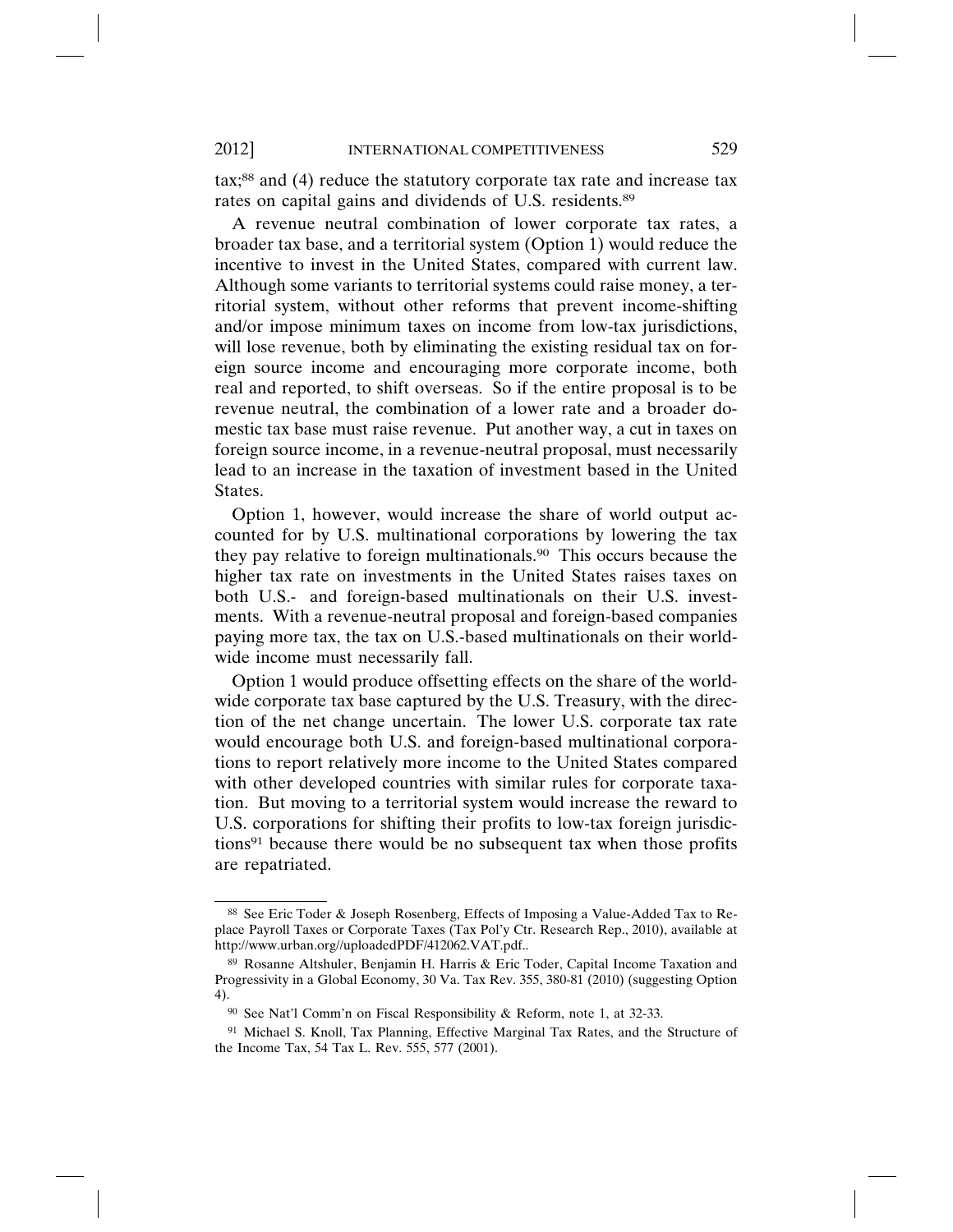tax;[88] and (4) reduce the statutory corporate tax rate and increase tax rates on capital gains and dividends of U.S. residents.[89]

A revenue neutral combination of lower corporate tax rates, a broader tax base, and a territorial system (Option 1) would reduce the incentive to invest in the United States, compared with current law. Although some variants to territorial systems could raise money, a territorial system, without other reforms that prevent income-shifting and/or impose minimum taxes on income from low-tax jurisdictions, will lose revenue, both by eliminating the existing residual tax on foreign source income and encouraging more corporate income, both real and reported, to shift overseas. So if the entire proposal is to be revenue neutral, the combination of a lower rate and a broader domestic tax base must raise revenue. Put another way, a cut in taxes on foreign source income, in a revenue-neutral proposal, must necessarily lead to an increase in the taxation of investment based in the United States.

Option 1, however, would increase the share of world output accounted for by U.S. multinational corporations by lowering the tax they pay relative to foreign multinationals.[90] This occurs because the higher tax rate on investments in the United States raises taxes on both U.S.- and foreign-based multinationals on their U.S. investments. With a revenue-neutral proposal and foreign-based companies paying more tax, the tax on U.S.-based multinationals on their worldwide income must necessarily fall.

Option 1 would produce offsetting effects on the share of the worldwide corporate tax base captured by the U.S. Treasury, with the direction of the net change uncertain. The lower U.S. corporate tax rate would encourage both U.S. and foreign-based multinational corporations to report relatively more income to the United States compared with other developed countries with similar rules for corporate taxation. But moving to a territorial system would increase the reward to U.S. corporations for shifting their profits to low-tax foreign jurisdictions[91] because there would be no subsequent tax when those profits are repatriated.

---

[88] See Eric Toder & Joseph Rosenberg, Effects of Imposing a Value-Added Tax to Replace Payroll Taxes or Corporate Taxes (Tax Pol'y Ctr. Research Rep., 2010), available at http://www.urban.org//uploadedPDF/412062.VAT.pdf..

[89] Rosanne Altshuler, Benjamin H. Harris & Eric Toder, Capital Income Taxation and Progressivity in a Global Economy, 30 Va. Tax Rev. 355, 380-81 (2010) (suggesting Option 4).

[90] See Nat'l Comm'n on Fiscal Responsibility & Reform, note 1, at 32-33.

[91] Michael S. Knoll, Tax Planning, Effective Marginal Tax Rates, and the Structure of the Income Tax, 54 Tax L. Rev. 555, 577 (2001).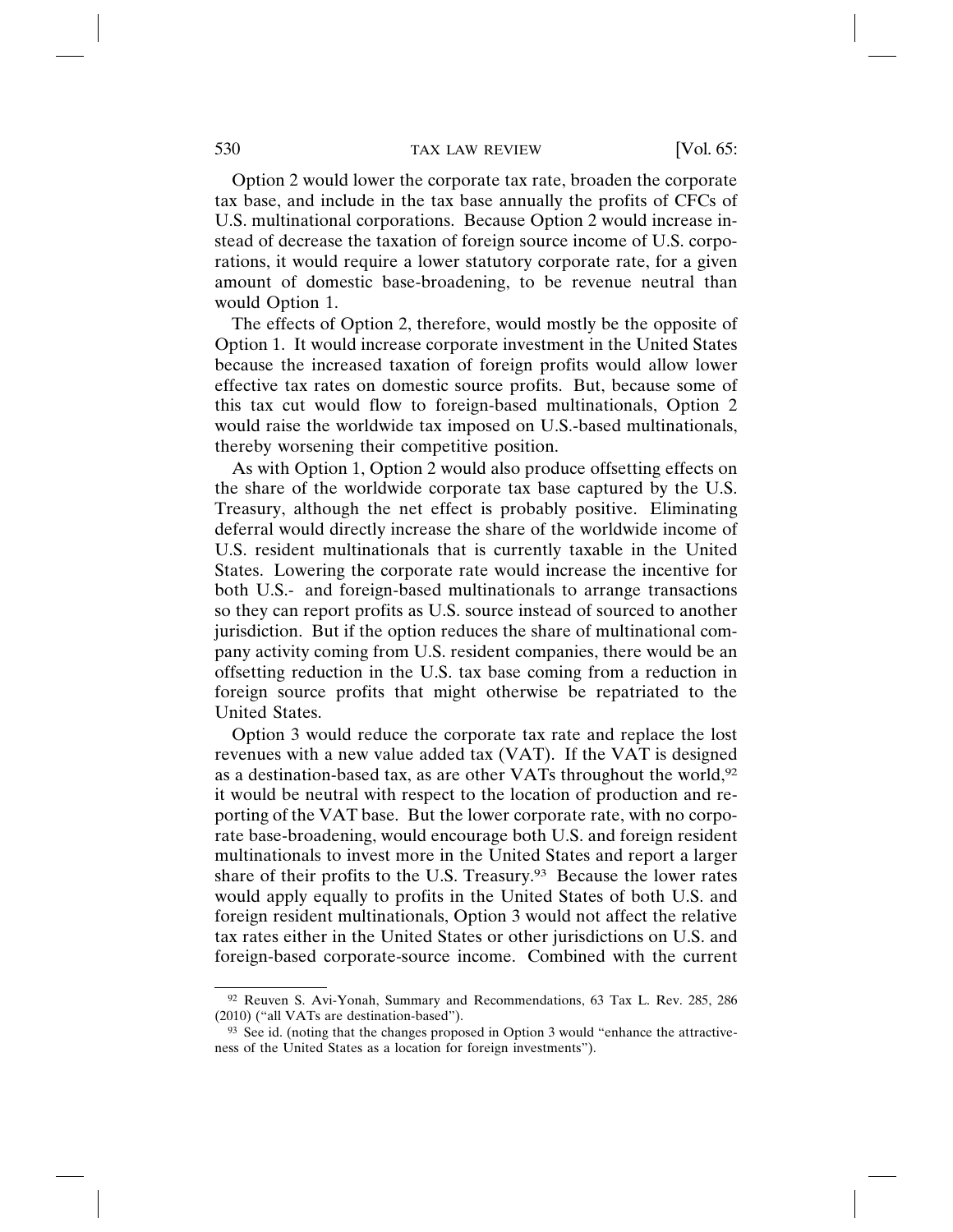Option 2 would lower the corporate tax rate, broaden the corporate tax base, and include in the tax base annually the profits of CFCs of U.S. multinational corporations. Because Option 2 would increase instead of decrease the taxation of foreign source income of U.S. corporations, it would require a lower statutory corporate rate, for a given amount of domestic base-broadening, to be revenue neutral than would Option 1.

The effects of Option 2, therefore, would mostly be the opposite of Option 1. It would increase corporate investment in the United States because the increased taxation of foreign profits would allow lower effective tax rates on domestic source profits. But, because some of this tax cut would flow to foreign-based multinationals, Option 2 would raise the worldwide tax imposed on U.S.-based multinationals, thereby worsening their competitive position.

As with Option 1, Option 2 would also produce offsetting effects on the share of the worldwide corporate tax base captured by the U.S. Treasury, although the net effect is probably positive. Eliminating deferral would directly increase the share of the worldwide income of U.S. resident multinationals that is currently taxable in the United States. Lowering the corporate rate would increase the incentive for both U.S.- and foreign-based multinationals to arrange transactions so they can report profits as U.S. source instead of sourced to another jurisdiction. But if the option reduces the share of multinational company activity coming from U.S. resident companies, there would be an offsetting reduction in the U.S. tax base coming from a reduction in foreign source profits that might otherwise be repatriated to the United States.

Option 3 would reduce the corporate tax rate and replace the lost revenues with a new value added tax (VAT). If the VAT is designed as a destination-based tax, as are other VATs throughout the world,[92] it would be neutral with respect to the location of production and reporting of the VAT base. But the lower corporate rate, with no corporate base-broadening, would encourage both U.S. and foreign resident multinationals to invest more in the United States and report a larger share of their profits to the U.S. Treasury.[93] Because the lower rates would apply equally to profits in the United States of both U.S. and foreign resident multinationals, Option 3 would not affect the relative tax rates either in the United States or other jurisdictions on U.S. and foreign-based corporate-source income. Combined with the current

---

[92] Reuven S. Avi-Yonah, Summary and Recommendations, 63 Tax L. Rev. 285, 286 (2010) ("all VATs are destination-based").

[93] See id. (noting that the changes proposed in Option 3 would "enhance the attractiveness of the United States as a location for foreign investments").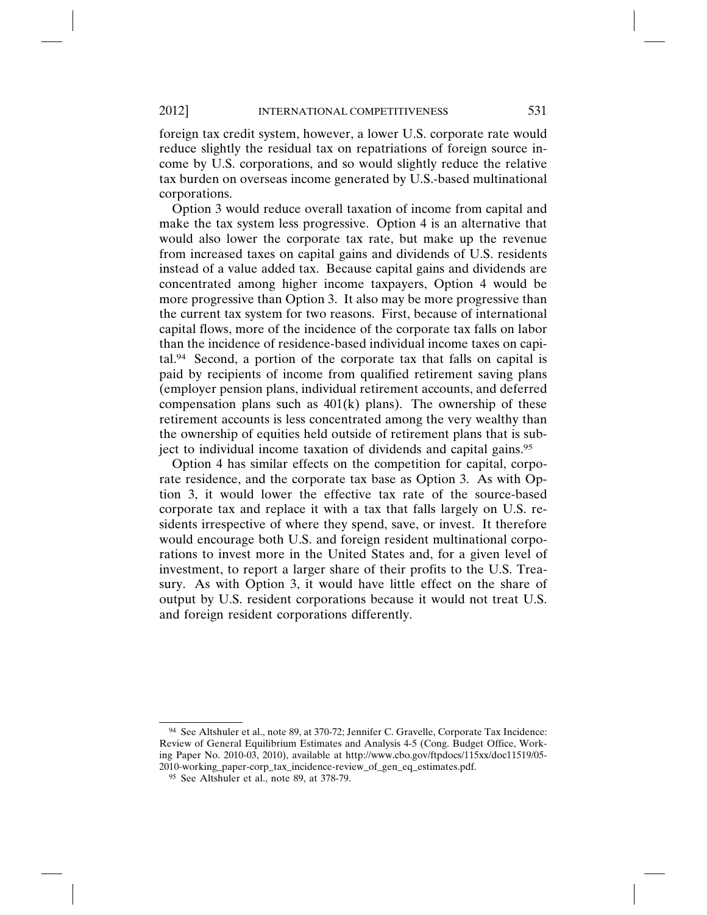foreign tax credit system, however, a lower U.S. corporate rate would reduce slightly the residual tax on repatriations of foreign source income by U.S. corporations, and so would slightly reduce the relative tax burden on overseas income generated by U.S.-based multinational corporations.

Option 3 would reduce overall taxation of income from capital and make the tax system less progressive. Option 4 is an alternative that would also lower the corporate tax rate, but make up the revenue from increased taxes on capital gains and dividends of U.S. residents instead of a value added tax. Because capital gains and dividends are concentrated among higher income taxpayers, Option 4 would be more progressive than Option 3. It also may be more progressive than the current tax system for two reasons. First, because of international capital flows, more of the incidence of the corporate tax falls on labor than the incidence of residence-based individual income taxes on capital.[94] Second, a portion of the corporate tax that falls on capital is paid by recipients of income from qualified retirement saving plans (employer pension plans, individual retirement accounts, and deferred compensation plans such as 401(k) plans). The ownership of these retirement accounts is less concentrated among the very wealthy than the ownership of equities held outside of retirement plans that is subject to individual income taxation of dividends and capital gains.[95]

Option 4 has similar effects on the competition for capital, corporate residence, and the corporate tax base as Option 3. As with Option 3, it would lower the effective tax rate of the source-based corporate tax and replace it with a tax that falls largely on U.S. residents irrespective of where they spend, save, or invest. It therefore would encourage both U.S. and foreign resident multinational corporations to invest more in the United States and, for a given level of investment, to report a larger share of their profits to the U.S. Treasury. As with Option 3, it would have little effect on the share of output by U.S. resident corporations because it would not treat U.S. and foreign resident corporations differently.

---

[94] See Altshuler et al., note 89, at 370-72; Jennifer C. Gravelle, Corporate Tax Incidence: Review of General Equilibrium Estimates and Analysis 4-5 (Cong. Budget Office, Working Paper No. 2010-03, 2010), available at http://www.cbo.gov/ftpdocs/115xx/doc11519/05-2010-working_paper-corp_tax_incidence-review_of_gen_eq_estimates.pdf.

[95] See Altshuler et al., note 89, at 378-79.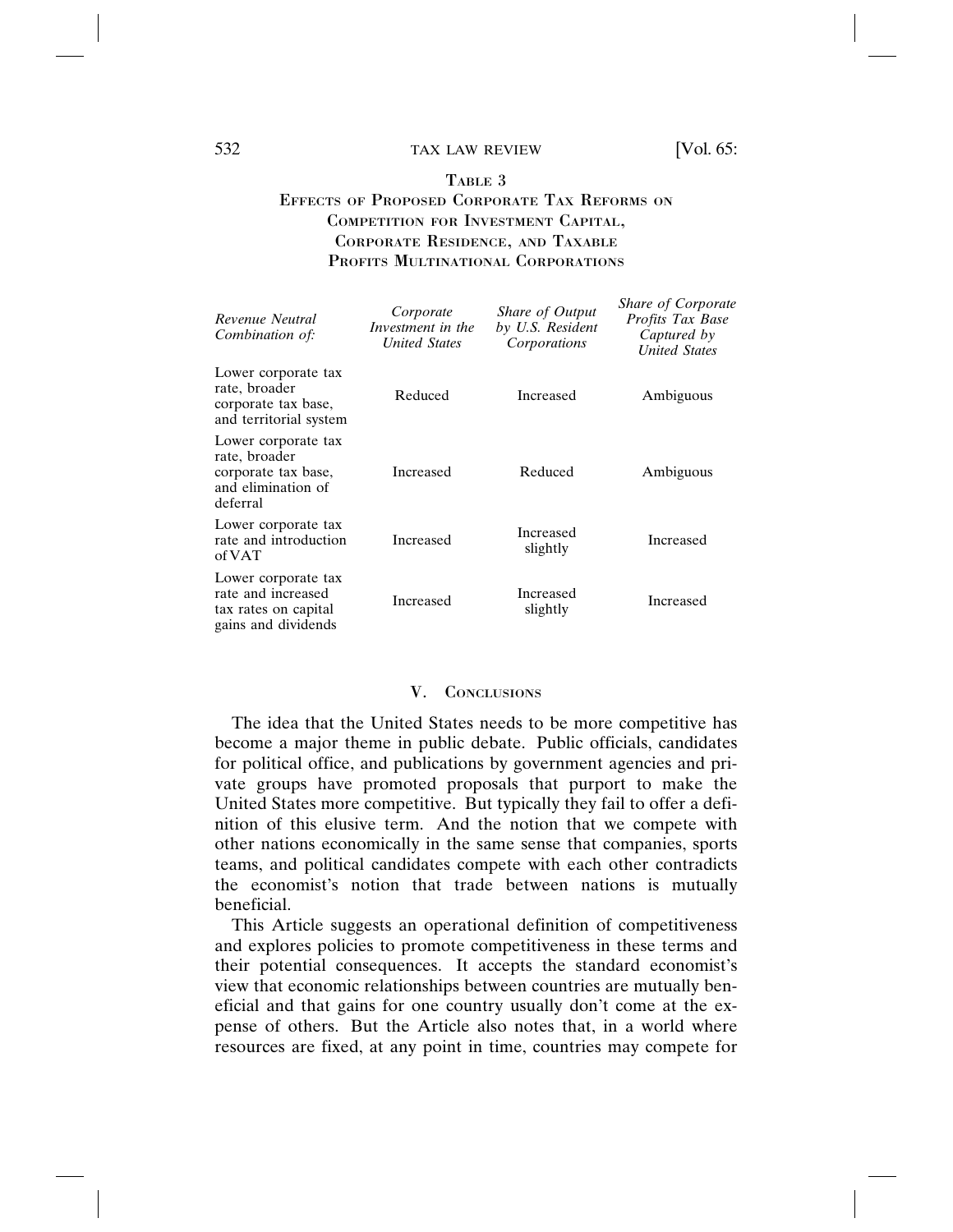### Table 3
### Effects of Proposed Corporate Tax Reforms on Competition for Investment Capital, Corporate Residence, and Taxable Profits Multinational Corporations

| *Revenue Neutral Combination of:* | *Corporate Investment in the United States* | *Share of Output by U.S. Resident Corporations* | *Share of Corporate Profits Tax Base Captured by United States* |
|---|---|---|---|
| Lower corporate tax rate, broader corporate tax base, and territorial system | Reduced | Increased | Ambiguous |
| Lower corporate tax rate, broader corporate tax base, and elimination of deferral | Increased | Reduced | Ambiguous |
| Lower corporate tax rate and introduction of VAT | Increased | Increased slightly | Increased |
| Lower corporate tax rate and increased tax rates on capital gains and dividends | Increased | Increased slightly | Increased |

## V. Conclusions

The idea that the United States needs to be more competitive has become a major theme in public debate. Public officials, candidates for political office, and publications by government agencies and private groups have promoted proposals that purport to make the United States more competitive. But typically they fail to offer a definition of this elusive term. And the notion that we compete with other nations economically in the same sense that companies, sports teams, and political candidates compete with each other contradicts the economist's notion that trade between nations is mutually beneficial.

This Article suggests an operational definition of competitiveness and explores policies to promote competitiveness in these terms and their potential consequences. It accepts the standard economist's view that economic relationships between countries are mutually beneficial and that gains for one country usually don't come at the expense of others. But the Article also notes that, in a world where resources are fixed, at any point in time, countries may compete for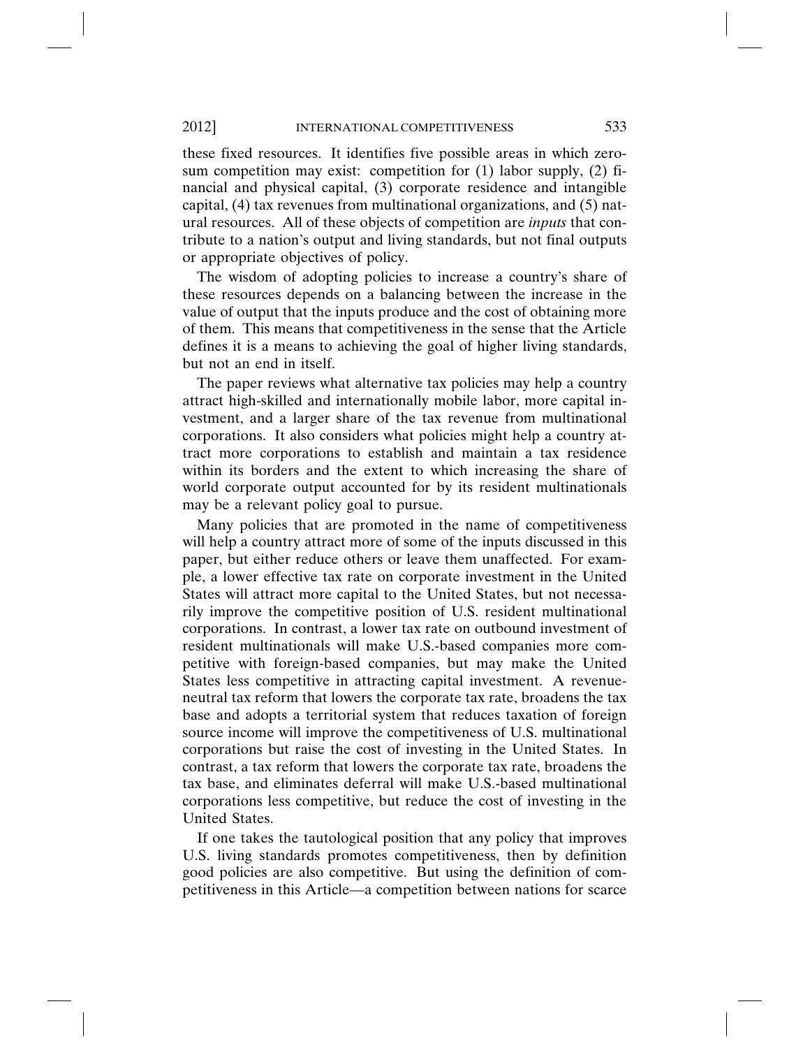these fixed resources. It identifies five possible areas in which zero-sum competition may exist: competition for (1) labor supply, (2) financial and physical capital, (3) corporate residence and intangible capital, (4) tax revenues from multinational organizations, and (5) natural resources. All of these objects of competition are *inputs* that contribute to a nation's output and living standards, but not final outputs or appropriate objectives of policy.

The wisdom of adopting policies to increase a country's share of these resources depends on a balancing between the increase in the value of output that the inputs produce and the cost of obtaining more of them. This means that competitiveness in the sense that the Article defines it is a means to achieving the goal of higher living standards, but not an end in itself.

The paper reviews what alternative tax policies may help a country attract high-skilled and internationally mobile labor, more capital investment, and a larger share of the tax revenue from multinational corporations. It also considers what policies might help a country attract more corporations to establish and maintain a tax residence within its borders and the extent to which increasing the share of world corporate output accounted for by its resident multinationals may be a relevant policy goal to pursue.

Many policies that are promoted in the name of competitiveness will help a country attract more of some of the inputs discussed in this paper, but either reduce others or leave them unaffected. For example, a lower effective tax rate on corporate investment in the United States will attract more capital to the United States, but not necessarily improve the competitive position of U.S. resident multinational corporations. In contrast, a lower tax rate on outbound investment of resident multinationals will make U.S.-based companies more competitive with foreign-based companies, but may make the United States less competitive in attracting capital investment. A revenue-neutral tax reform that lowers the corporate tax rate, broadens the tax base and adopts a territorial system that reduces taxation of foreign source income will improve the competitiveness of U.S. multinational corporations but raise the cost of investing in the United States. In contrast, a tax reform that lowers the corporate tax rate, broadens the tax base, and eliminates deferral will make U.S.-based multinational corporations less competitive, but reduce the cost of investing in the United States.

If one takes the tautological position that any policy that improves U.S. living standards promotes competitiveness, then by definition good policies are also competitive. But using the definition of competitiveness in this Article—a competition between nations for scarce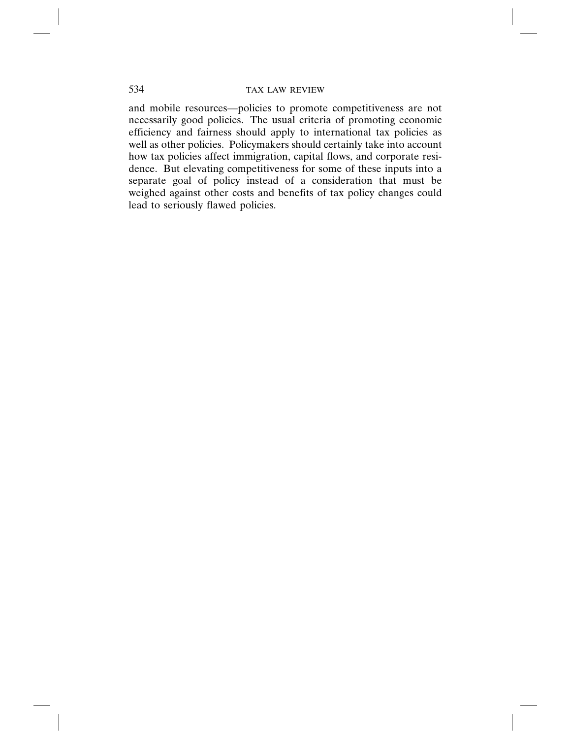and mobile resources—policies to promote competitiveness are not necessarily good policies. The usual criteria of promoting economic efficiency and fairness should apply to international tax policies as well as other policies. Policymakers should certainly take into account how tax policies affect immigration, capital flows, and corporate residence. But elevating competitiveness for some of these inputs into a separate goal of policy instead of a consideration that must be weighed against other costs and benefits of tax policy changes could lead to seriously flawed policies.